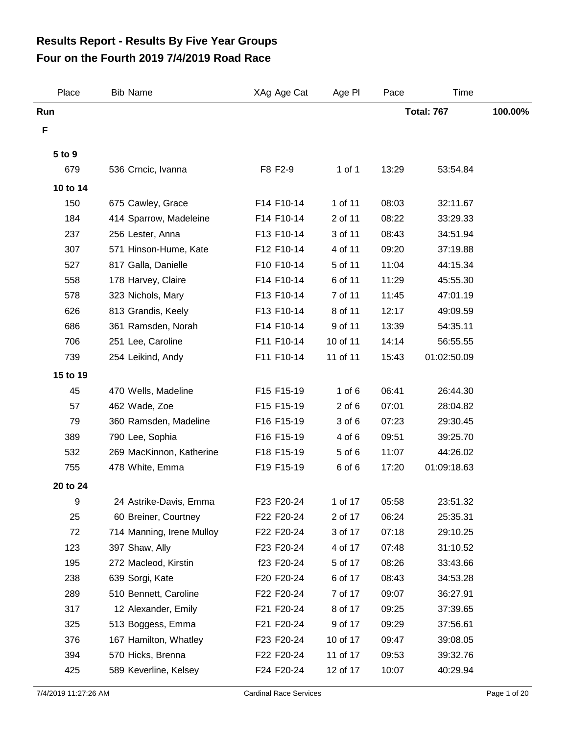# Results Report - Results By Five Year Groups
## Four on the Fourth 2019 7/4/2019 Road Race

| Place | Bib | Name | XAg | Age Cat | Age Pl | Pace | Time | |
|---|---|---|---|---|---|---|---|---|
| **Run** | | | | | | | **Total: 767** | **100.00%** |
| **F** | | | | | | | | |
| **5 to 9** | | | | | | | | |
| 679 | 536 | Crncic, Ivanna | F8 | F2-9 | 1 of 1 | 13:29 | 53:54.84 | |
| **10 to 14** | | | | | | | | |
| 150 | 675 | Cawley, Grace | F14 | F10-14 | 1 of 11 | 08:03 | 32:11.67 | |
| 184 | 414 | Sparrow, Madeleine | F14 | F10-14 | 2 of 11 | 08:22 | 33:29.33 | |
| 237 | 256 | Lester, Anna | F13 | F10-14 | 3 of 11 | 08:43 | 34:51.94 | |
| 307 | 571 | Hinson-Hume, Kate | F12 | F10-14 | 4 of 11 | 09:20 | 37:19.88 | |
| 527 | 817 | Galla, Danielle | F10 | F10-14 | 5 of 11 | 11:04 | 44:15.34 | |
| 558 | 178 | Harvey, Claire | F14 | F10-14 | 6 of 11 | 11:29 | 45:55.30 | |
| 578 | 323 | Nichols, Mary | F13 | F10-14 | 7 of 11 | 11:45 | 47:01.19 | |
| 626 | 813 | Grandis, Keely | F13 | F10-14 | 8 of 11 | 12:17 | 49:09.59 | |
| 686 | 361 | Ramsden, Norah | F14 | F10-14 | 9 of 11 | 13:39 | 54:35.11 | |
| 706 | 251 | Lee, Caroline | F11 | F10-14 | 10 of 11 | 14:14 | 56:55.55 | |
| 739 | 254 | Leikind, Andy | F11 | F10-14 | 11 of 11 | 15:43 | 01:02:50.09 | |
| **15 to 19** | | | | | | | | |
| 45 | 470 | Wells, Madeline | F15 | F15-19 | 1 of 6 | 06:41 | 26:44.30 | |
| 57 | 462 | Wade, Zoe | F15 | F15-19 | 2 of 6 | 07:01 | 28:04.82 | |
| 79 | 360 | Ramsden, Madeline | F16 | F15-19 | 3 of 6 | 07:23 | 29:30.45 | |
| 389 | 790 | Lee, Sophia | F16 | F15-19 | 4 of 6 | 09:51 | 39:25.70 | |
| 532 | 269 | MacKinnon, Katherine | F18 | F15-19 | 5 of 6 | 11:07 | 44:26.02 | |
| 755 | 478 | White, Emma | F19 | F15-19 | 6 of 6 | 17:20 | 01:09:18.63 | |
| **20 to 24** | | | | | | | | |
| 9 | 24 | Astrike-Davis, Emma | F23 | F20-24 | 1 of 17 | 05:58 | 23:51.32 | |
| 25 | 60 | Breiner, Courtney | F22 | F20-24 | 2 of 17 | 06:24 | 25:35.31 | |
| 72 | 714 | Manning, Irene Mulloy | F22 | F20-24 | 3 of 17 | 07:18 | 29:10.25 | |
| 123 | 397 | Shaw, Ally | F23 | F20-24 | 4 of 17 | 07:48 | 31:10.52 | |
| 195 | 272 | Macleod, Kirstin | f23 | F20-24 | 5 of 17 | 08:26 | 33:43.66 | |
| 238 | 639 | Sorgi, Kate | F20 | F20-24 | 6 of 17 | 08:43 | 34:53.28 | |
| 289 | 510 | Bennett, Caroline | F22 | F20-24 | 7 of 17 | 09:07 | 36:27.91 | |
| 317 | 12 | Alexander, Emily | F21 | F20-24 | 8 of 17 | 09:25 | 37:39.65 | |
| 325 | 513 | Boggess, Emma | F21 | F20-24 | 9 of 17 | 09:29 | 37:56.61 | |
| 376 | 167 | Hamilton, Whatley | F23 | F20-24 | 10 of 17 | 09:47 | 39:08.05 | |
| 394 | 570 | Hicks, Brenna | F22 | F20-24 | 11 of 17 | 09:53 | 39:32.76 | |
| 425 | 589 | Keverline, Kelsey | F24 | F20-24 | 12 of 17 | 10:07 | 40:29.94 | |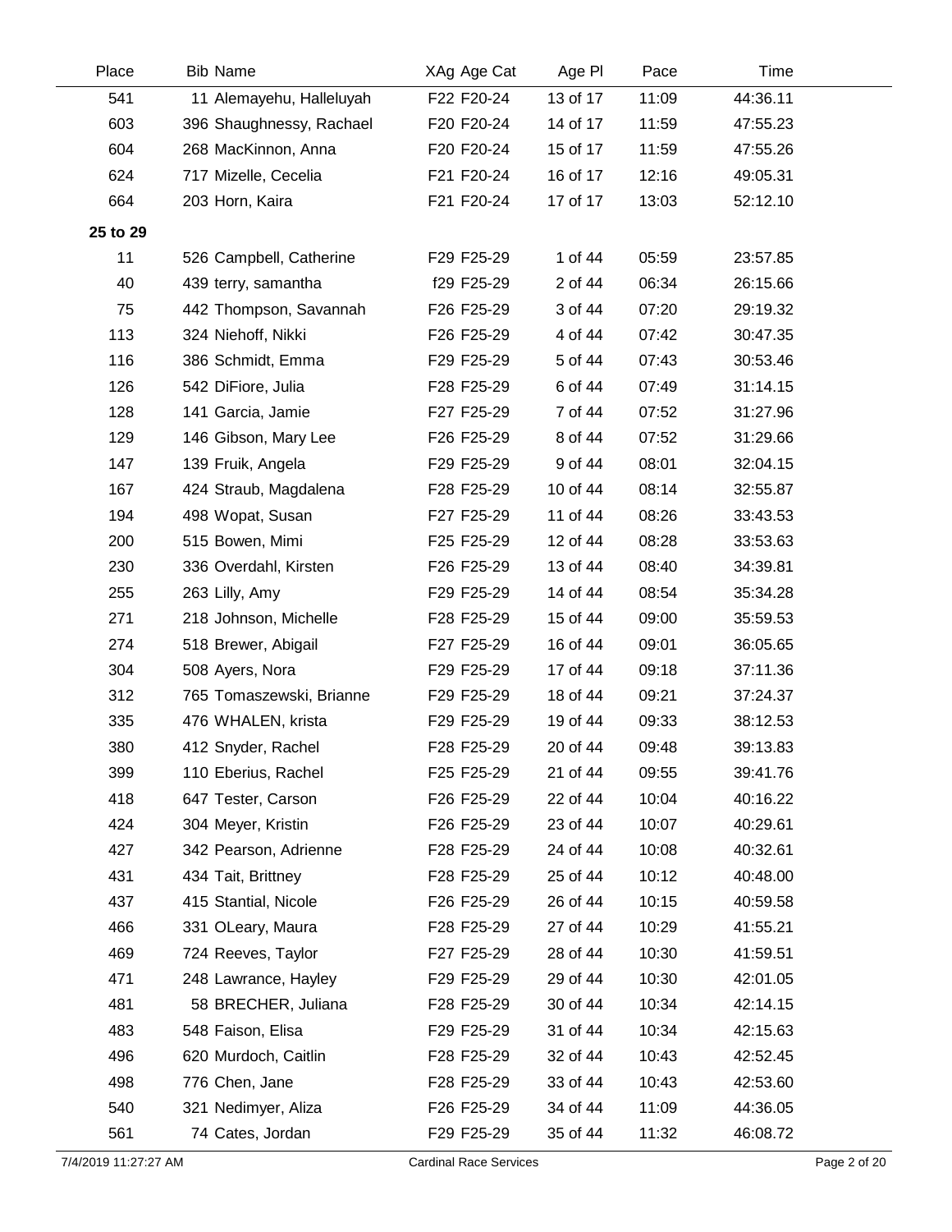| Place | Bib | Name | XAg | Age Cat | Age Pl | Pace | Time |
|---|---|---|---|---|---|---|---|
| 541 | 11 | Alemayehu, Halleluyah | F22 | F20-24 | 13 of 17 | 11:09 | 44:36.11 |
| 603 | 396 | Shaughnessy, Rachael | F20 | F20-24 | 14 of 17 | 11:59 | 47:55.23 |
| 604 | 268 | MacKinnon, Anna | F20 | F20-24 | 15 of 17 | 11:59 | 47:55.26 |
| 624 | 717 | Mizelle, Cecelia | F21 | F20-24 | 16 of 17 | 12:16 | 49:05.31 |
| 664 | 203 | Horn, Kaira | F21 | F20-24 | 17 of 17 | 13:03 | 52:12.10 |
| **25 to 29** | | | | | | | |
| 11 | 526 | Campbell, Catherine | F29 | F25-29 | 1 of 44 | 05:59 | 23:57.85 |
| 40 | 439 | terry, samantha | f29 | F25-29 | 2 of 44 | 06:34 | 26:15.66 |
| 75 | 442 | Thompson, Savannah | F26 | F25-29 | 3 of 44 | 07:20 | 29:19.32 |
| 113 | 324 | Niehoff, Nikki | F26 | F25-29 | 4 of 44 | 07:42 | 30:47.35 |
| 116 | 386 | Schmidt, Emma | F29 | F25-29 | 5 of 44 | 07:43 | 30:53.46 |
| 126 | 542 | DiFiore, Julia | F28 | F25-29 | 6 of 44 | 07:49 | 31:14.15 |
| 128 | 141 | Garcia, Jamie | F27 | F25-29 | 7 of 44 | 07:52 | 31:27.96 |
| 129 | 146 | Gibson, Mary Lee | F26 | F25-29 | 8 of 44 | 07:52 | 31:29.66 |
| 147 | 139 | Fruik, Angela | F29 | F25-29 | 9 of 44 | 08:01 | 32:04.15 |
| 167 | 424 | Straub, Magdalena | F28 | F25-29 | 10 of 44 | 08:14 | 32:55.87 |
| 194 | 498 | Wopat, Susan | F27 | F25-29 | 11 of 44 | 08:26 | 33:43.53 |
| 200 | 515 | Bowen, Mimi | F25 | F25-29 | 12 of 44 | 08:28 | 33:53.63 |
| 230 | 336 | Overdahl, Kirsten | F26 | F25-29 | 13 of 44 | 08:40 | 34:39.81 |
| 255 | 263 | Lilly, Amy | F29 | F25-29 | 14 of 44 | 08:54 | 35:34.28 |
| 271 | 218 | Johnson, Michelle | F28 | F25-29 | 15 of 44 | 09:00 | 35:59.53 |
| 274 | 518 | Brewer, Abigail | F27 | F25-29 | 16 of 44 | 09:01 | 36:05.65 |
| 304 | 508 | Ayers, Nora | F29 | F25-29 | 17 of 44 | 09:18 | 37:11.36 |
| 312 | 765 | Tomaszewski, Brianne | F29 | F25-29 | 18 of 44 | 09:21 | 37:24.37 |
| 335 | 476 | WHALEN, krista | F29 | F25-29 | 19 of 44 | 09:33 | 38:12.53 |
| 380 | 412 | Snyder, Rachel | F28 | F25-29 | 20 of 44 | 09:48 | 39:13.83 |
| 399 | 110 | Eberius, Rachel | F25 | F25-29 | 21 of 44 | 09:55 | 39:41.76 |
| 418 | 647 | Tester, Carson | F26 | F25-29 | 22 of 44 | 10:04 | 40:16.22 |
| 424 | 304 | Meyer, Kristin | F26 | F25-29 | 23 of 44 | 10:07 | 40:29.61 |
| 427 | 342 | Pearson, Adrienne | F28 | F25-29 | 24 of 44 | 10:08 | 40:32.61 |
| 431 | 434 | Tait, Brittney | F28 | F25-29 | 25 of 44 | 10:12 | 40:48.00 |
| 437 | 415 | Stantial, Nicole | F26 | F25-29 | 26 of 44 | 10:15 | 40:59.58 |
| 466 | 331 | OLeary, Maura | F28 | F25-29 | 27 of 44 | 10:29 | 41:55.21 |
| 469 | 724 | Reeves, Taylor | F27 | F25-29 | 28 of 44 | 10:30 | 41:59.51 |
| 471 | 248 | Lawrance, Hayley | F29 | F25-29 | 29 of 44 | 10:30 | 42:01.05 |
| 481 | 58 | BRECHER, Juliana | F28 | F25-29 | 30 of 44 | 10:34 | 42:14.15 |
| 483 | 548 | Faison, Elisa | F29 | F25-29 | 31 of 44 | 10:34 | 42:15.63 |
| 496 | 620 | Murdoch, Caitlin | F28 | F25-29 | 32 of 44 | 10:43 | 42:52.45 |
| 498 | 776 | Chen, Jane | F28 | F25-29 | 33 of 44 | 10:43 | 42:53.60 |
| 540 | 321 | Nedimyer, Aliza | F26 | F25-29 | 34 of 44 | 11:09 | 44:36.05 |
| 561 | 74 | Cates, Jordan | F29 | F25-29 | 35 of 44 | 11:32 | 46:08.72 |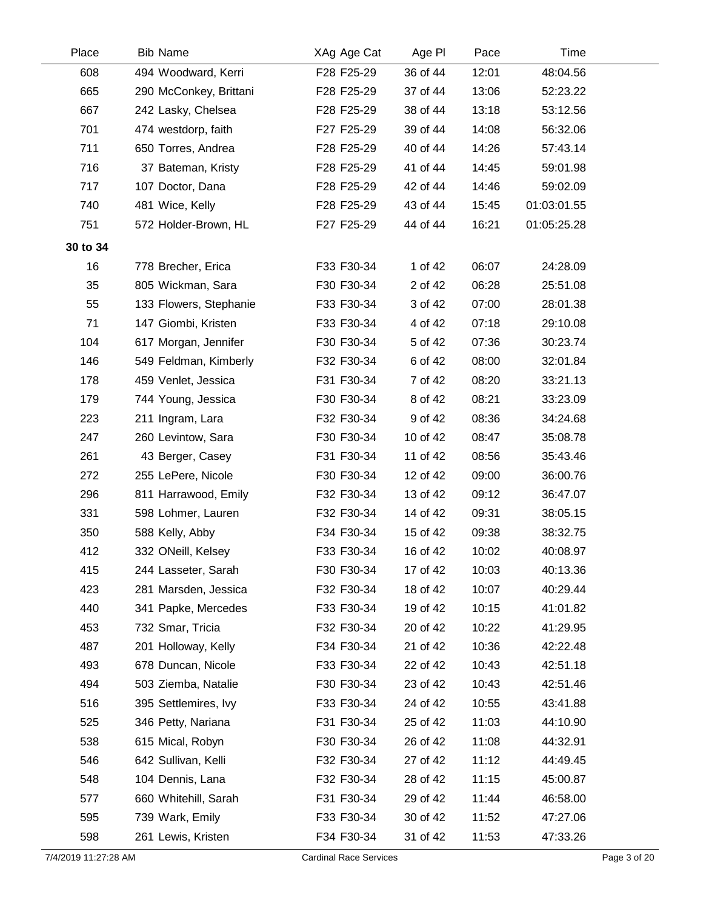| Place | Bib | Name | XAg | Age Cat | Age Pl | Pace | Time |
|---|---|---|---|---|---|---|---|
| 608 | 494 | Woodward, Kerri | F28 | F25-29 | 36 of 44 | 12:01 | 48:04.56 |
| 665 | 290 | McConkey, Brittani | F28 | F25-29 | 37 of 44 | 13:06 | 52:23.22 |
| 667 | 242 | Lasky, Chelsea | F28 | F25-29 | 38 of 44 | 13:18 | 53:12.56 |
| 701 | 474 | westdorp, faith | F27 | F25-29 | 39 of 44 | 14:08 | 56:32.06 |
| 711 | 650 | Torres, Andrea | F28 | F25-29 | 40 of 44 | 14:26 | 57:43.14 |
| 716 | 37 | Bateman, Kristy | F28 | F25-29 | 41 of 44 | 14:45 | 59:01.98 |
| 717 | 107 | Doctor, Dana | F28 | F25-29 | 42 of 44 | 14:46 | 59:02.09 |
| 740 | 481 | Wice, Kelly | F28 | F25-29 | 43 of 44 | 15:45 | 01:03:01.55 |
| 751 | 572 | Holder-Brown, HL | F27 | F25-29 | 44 of 44 | 16:21 | 01:05:25.28 |
| **30 to 34** | | | | | | | |
| 16 | 778 | Brecher, Erica | F33 | F30-34 | 1 of 42 | 06:07 | 24:28.09 |
| 35 | 805 | Wickman, Sara | F30 | F30-34 | 2 of 42 | 06:28 | 25:51.08 |
| 55 | 133 | Flowers, Stephanie | F33 | F30-34 | 3 of 42 | 07:00 | 28:01.38 |
| 71 | 147 | Giombi, Kristen | F33 | F30-34 | 4 of 42 | 07:18 | 29:10.08 |
| 104 | 617 | Morgan, Jennifer | F30 | F30-34 | 5 of 42 | 07:36 | 30:23.74 |
| 146 | 549 | Feldman, Kimberly | F32 | F30-34 | 6 of 42 | 08:00 | 32:01.84 |
| 178 | 459 | Venlet, Jessica | F31 | F30-34 | 7 of 42 | 08:20 | 33:21.13 |
| 179 | 744 | Young, Jessica | F30 | F30-34 | 8 of 42 | 08:21 | 33:23.09 |
| 223 | 211 | Ingram, Lara | F32 | F30-34 | 9 of 42 | 08:36 | 34:24.68 |
| 247 | 260 | Levintow, Sara | F30 | F30-34 | 10 of 42 | 08:47 | 35:08.78 |
| 261 | 43 | Berger, Casey | F31 | F30-34 | 11 of 42 | 08:56 | 35:43.46 |
| 272 | 255 | LePere, Nicole | F30 | F30-34 | 12 of 42 | 09:00 | 36:00.76 |
| 296 | 811 | Harrawood, Emily | F32 | F30-34 | 13 of 42 | 09:12 | 36:47.07 |
| 331 | 598 | Lohmer, Lauren | F32 | F30-34 | 14 of 42 | 09:31 | 38:05.15 |
| 350 | 588 | Kelly, Abby | F34 | F30-34 | 15 of 42 | 09:38 | 38:32.75 |
| 412 | 332 | ONeill, Kelsey | F33 | F30-34 | 16 of 42 | 10:02 | 40:08.97 |
| 415 | 244 | Lasseter, Sarah | F30 | F30-34 | 17 of 42 | 10:03 | 40:13.36 |
| 423 | 281 | Marsden, Jessica | F32 | F30-34 | 18 of 42 | 10:07 | 40:29.44 |
| 440 | 341 | Papke, Mercedes | F33 | F30-34 | 19 of 42 | 10:15 | 41:01.82 |
| 453 | 732 | Smar, Tricia | F32 | F30-34 | 20 of 42 | 10:22 | 41:29.95 |
| 487 | 201 | Holloway, Kelly | F34 | F30-34 | 21 of 42 | 10:36 | 42:22.48 |
| 493 | 678 | Duncan, Nicole | F33 | F30-34 | 22 of 42 | 10:43 | 42:51.18 |
| 494 | 503 | Ziemba, Natalie | F30 | F30-34 | 23 of 42 | 10:43 | 42:51.46 |
| 516 | 395 | Settlemires, Ivy | F33 | F30-34 | 24 of 42 | 10:55 | 43:41.88 |
| 525 | 346 | Petty, Nariana | F31 | F30-34 | 25 of 42 | 11:03 | 44:10.90 |
| 538 | 615 | Mical, Robyn | F30 | F30-34 | 26 of 42 | 11:08 | 44:32.91 |
| 546 | 642 | Sullivan, Kelli | F32 | F30-34 | 27 of 42 | 11:12 | 44:49.45 |
| 548 | 104 | Dennis, Lana | F32 | F30-34 | 28 of 42 | 11:15 | 45:00.87 |
| 577 | 660 | Whitehill, Sarah | F31 | F30-34 | 29 of 42 | 11:44 | 46:58.00 |
| 595 | 739 | Wark, Emily | F33 | F30-34 | 30 of 42 | 11:52 | 47:27.06 |
| 598 | 261 | Lewis, Kristen | F34 | F30-34 | 31 of 42 | 11:53 | 47:33.26 |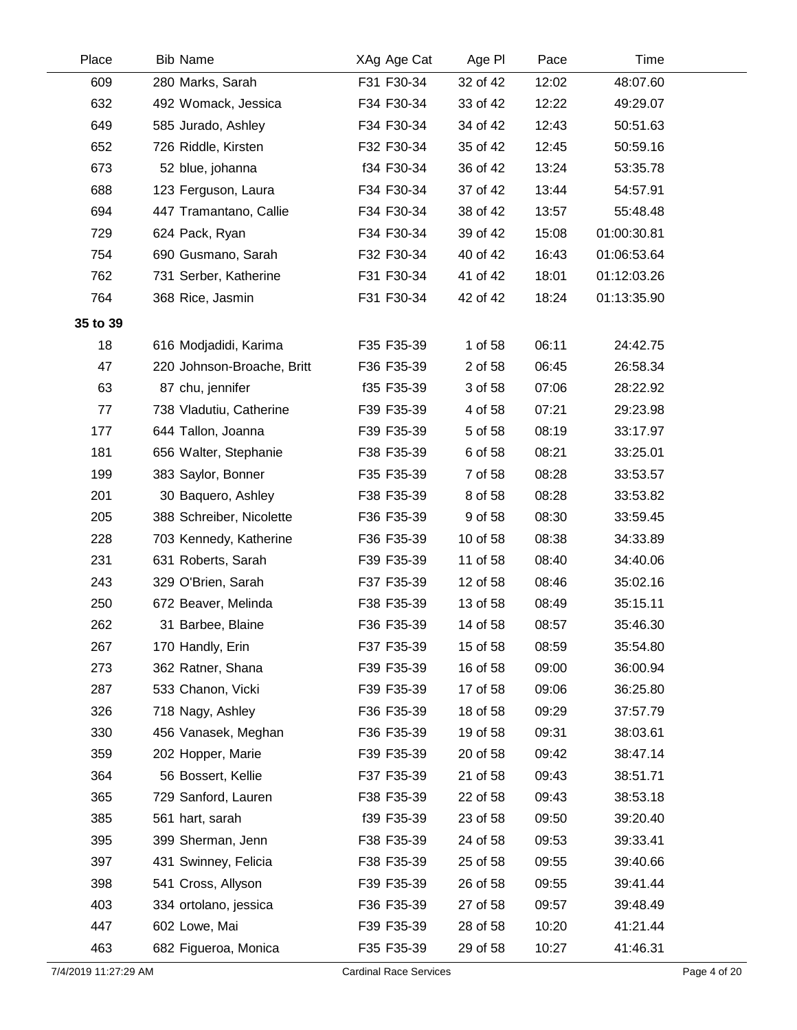| Place | Bib | Name | XAg | Age Cat | Age Pl | Pace | Time |
|---|---|---|---|---|---|---|---|
| 609 | 280 | Marks, Sarah | F31 | F30-34 | 32 of 42 | 12:02 | 48:07.60 |
| 632 | 492 | Womack, Jessica | F34 | F30-34 | 33 of 42 | 12:22 | 49:29.07 |
| 649 | 585 | Jurado, Ashley | F34 | F30-34 | 34 of 42 | 12:43 | 50:51.63 |
| 652 | 726 | Riddle, Kirsten | F32 | F30-34 | 35 of 42 | 12:45 | 50:59.16 |
| 673 | 52 | blue, johanna | f34 | F30-34 | 36 of 42 | 13:24 | 53:35.78 |
| 688 | 123 | Ferguson, Laura | F34 | F30-34 | 37 of 42 | 13:44 | 54:57.91 |
| 694 | 447 | Tramantano, Callie | F34 | F30-34 | 38 of 42 | 13:57 | 55:48.48 |
| 729 | 624 | Pack, Ryan | F34 | F30-34 | 39 of 42 | 15:08 | 01:00:30.81 |
| 754 | 690 | Gusmano, Sarah | F32 | F30-34 | 40 of 42 | 16:43 | 01:06:53.64 |
| 762 | 731 | Serber, Katherine | F31 | F30-34 | 41 of 42 | 18:01 | 01:12:03.26 |
| 764 | 368 | Rice, Jasmin | F31 | F30-34 | 42 of 42 | 18:24 | 01:13:35.90 |
| **35 to 39** | | | | | | | |
| 18 | 616 | Modjadidi, Karima | F35 | F35-39 | 1 of 58 | 06:11 | 24:42.75 |
| 47 | 220 | Johnson-Broache, Britt | F36 | F35-39 | 2 of 58 | 06:45 | 26:58.34 |
| 63 | 87 | chu, jennifer | f35 | F35-39 | 3 of 58 | 07:06 | 28:22.92 |
| 77 | 738 | Vladutiu, Catherine | F39 | F35-39 | 4 of 58 | 07:21 | 29:23.98 |
| 177 | 644 | Tallon, Joanna | F39 | F35-39 | 5 of 58 | 08:19 | 33:17.97 |
| 181 | 656 | Walter, Stephanie | F38 | F35-39 | 6 of 58 | 08:21 | 33:25.01 |
| 199 | 383 | Saylor, Bonner | F35 | F35-39 | 7 of 58 | 08:28 | 33:53.57 |
| 201 | 30 | Baquero, Ashley | F38 | F35-39 | 8 of 58 | 08:28 | 33:53.82 |
| 205 | 388 | Schreiber, Nicolette | F36 | F35-39 | 9 of 58 | 08:30 | 33:59.45 |
| 228 | 703 | Kennedy, Katherine | F36 | F35-39 | 10 of 58 | 08:38 | 34:33.89 |
| 231 | 631 | Roberts, Sarah | F39 | F35-39 | 11 of 58 | 08:40 | 34:40.06 |
| 243 | 329 | O'Brien, Sarah | F37 | F35-39 | 12 of 58 | 08:46 | 35:02.16 |
| 250 | 672 | Beaver, Melinda | F38 | F35-39 | 13 of 58 | 08:49 | 35:15.11 |
| 262 | 31 | Barbee, Blaine | F36 | F35-39 | 14 of 58 | 08:57 | 35:46.30 |
| 267 | 170 | Handly, Erin | F37 | F35-39 | 15 of 58 | 08:59 | 35:54.80 |
| 273 | 362 | Ratner, Shana | F39 | F35-39 | 16 of 58 | 09:00 | 36:00.94 |
| 287 | 533 | Chanon, Vicki | F39 | F35-39 | 17 of 58 | 09:06 | 36:25.80 |
| 326 | 718 | Nagy, Ashley | F36 | F35-39 | 18 of 58 | 09:29 | 37:57.79 |
| 330 | 456 | Vanasek, Meghan | F36 | F35-39 | 19 of 58 | 09:31 | 38:03.61 |
| 359 | 202 | Hopper, Marie | F39 | F35-39 | 20 of 58 | 09:42 | 38:47.14 |
| 364 | 56 | Bossert, Kellie | F37 | F35-39 | 21 of 58 | 09:43 | 38:51.71 |
| 365 | 729 | Sanford, Lauren | F38 | F35-39 | 22 of 58 | 09:43 | 38:53.18 |
| 385 | 561 | hart, sarah | f39 | F35-39 | 23 of 58 | 09:50 | 39:20.40 |
| 395 | 399 | Sherman, Jenn | F38 | F35-39 | 24 of 58 | 09:53 | 39:33.41 |
| 397 | 431 | Swinney, Felicia | F38 | F35-39 | 25 of 58 | 09:55 | 39:40.66 |
| 398 | 541 | Cross, Allyson | F39 | F35-39 | 26 of 58 | 09:55 | 39:41.44 |
| 403 | 334 | ortolano, jessica | F36 | F35-39 | 27 of 58 | 09:57 | 39:48.49 |
| 447 | 602 | Lowe, Mai | F39 | F35-39 | 28 of 58 | 10:20 | 41:21.44 |
| 463 | 682 | Figueroa, Monica | F35 | F35-39 | 29 of 58 | 10:27 | 41:46.31 |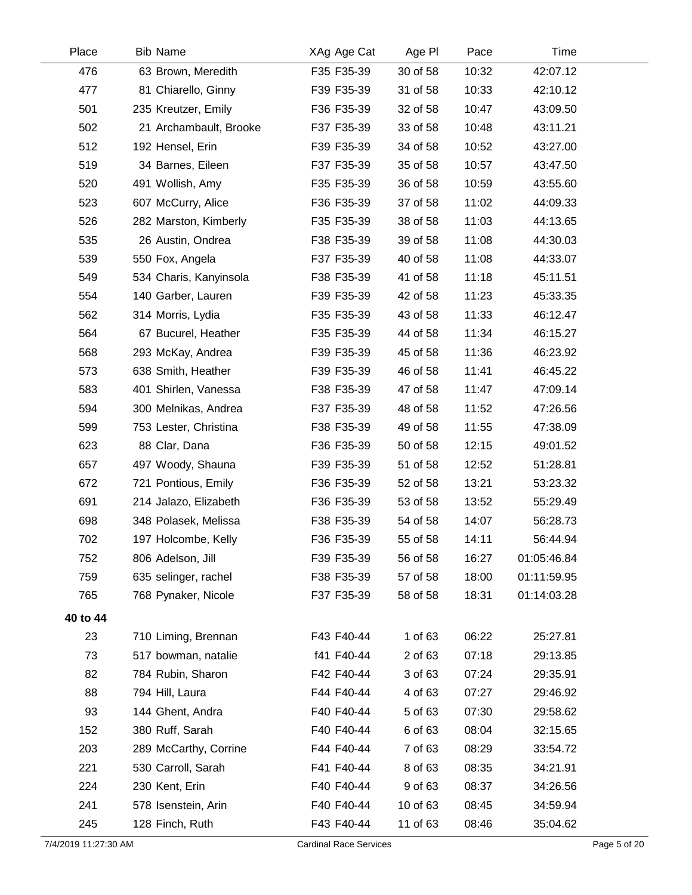| Place | Bib | Name | XAg | Age Cat | Age Pl | Pace | Time |
|---|---|---|---|---|---|---|---|
| 476 | 63 | Brown, Meredith | F35 | F35-39 | 30 of 58 | 10:32 | 42:07.12 |
| 477 | 81 | Chiarello, Ginny | F39 | F35-39 | 31 of 58 | 10:33 | 42:10.12 |
| 501 | 235 | Kreutzer, Emily | F36 | F35-39 | 32 of 58 | 10:47 | 43:09.50 |
| 502 | 21 | Archambault, Brooke | F37 | F35-39 | 33 of 58 | 10:48 | 43:11.21 |
| 512 | 192 | Hensel, Erin | F39 | F35-39 | 34 of 58 | 10:52 | 43:27.00 |
| 519 | 34 | Barnes, Eileen | F37 | F35-39 | 35 of 58 | 10:57 | 43:47.50 |
| 520 | 491 | Wollish, Amy | F35 | F35-39 | 36 of 58 | 10:59 | 43:55.60 |
| 523 | 607 | McCurry, Alice | F36 | F35-39 | 37 of 58 | 11:02 | 44:09.33 |
| 526 | 282 | Marston, Kimberly | F35 | F35-39 | 38 of 58 | 11:03 | 44:13.65 |
| 535 | 26 | Austin, Ondrea | F38 | F35-39 | 39 of 58 | 11:08 | 44:30.03 |
| 539 | 550 | Fox, Angela | F37 | F35-39 | 40 of 58 | 11:08 | 44:33.07 |
| 549 | 534 | Charis, Kanyinsola | F38 | F35-39 | 41 of 58 | 11:18 | 45:11.51 |
| 554 | 140 | Garber, Lauren | F39 | F35-39 | 42 of 58 | 11:23 | 45:33.35 |
| 562 | 314 | Morris, Lydia | F35 | F35-39 | 43 of 58 | 11:33 | 46:12.47 |
| 564 | 67 | Bucurel, Heather | F35 | F35-39 | 44 of 58 | 11:34 | 46:15.27 |
| 568 | 293 | McKay, Andrea | F39 | F35-39 | 45 of 58 | 11:36 | 46:23.92 |
| 573 | 638 | Smith, Heather | F39 | F35-39 | 46 of 58 | 11:41 | 46:45.22 |
| 583 | 401 | Shirlen, Vanessa | F38 | F35-39 | 47 of 58 | 11:47 | 47:09.14 |
| 594 | 300 | Melnikas, Andrea | F37 | F35-39 | 48 of 58 | 11:52 | 47:26.56 |
| 599 | 753 | Lester, Christina | F38 | F35-39 | 49 of 58 | 11:55 | 47:38.09 |
| 623 | 88 | Clar, Dana | F36 | F35-39 | 50 of 58 | 12:15 | 49:01.52 |
| 657 | 497 | Woody, Shauna | F39 | F35-39 | 51 of 58 | 12:52 | 51:28.81 |
| 672 | 721 | Pontious, Emily | F36 | F35-39 | 52 of 58 | 13:21 | 53:23.32 |
| 691 | 214 | Jalazo, Elizabeth | F36 | F35-39 | 53 of 58 | 13:52 | 55:29.49 |
| 698 | 348 | Polasek, Melissa | F38 | F35-39 | 54 of 58 | 14:07 | 56:28.73 |
| 702 | 197 | Holcombe, Kelly | F36 | F35-39 | 55 of 58 | 14:11 | 56:44.94 |
| 752 | 806 | Adelson, Jill | F39 | F35-39 | 56 of 58 | 16:27 | 01:05:46.84 |
| 759 | 635 | selinger, rachel | F38 | F35-39 | 57 of 58 | 18:00 | 01:11:59.95 |
| 765 | 768 | Pynaker, Nicole | F37 | F35-39 | 58 of 58 | 18:31 | 01:14:03.28 |
| **40 to 44** | | | | | | | |
| 23 | 710 | Liming, Brennan | F43 | F40-44 | 1 of 63 | 06:22 | 25:27.81 |
| 73 | 517 | bowman, natalie | f41 | F40-44 | 2 of 63 | 07:18 | 29:13.85 |
| 82 | 784 | Rubin, Sharon | F42 | F40-44 | 3 of 63 | 07:24 | 29:35.91 |
| 88 | 794 | Hill, Laura | F44 | F40-44 | 4 of 63 | 07:27 | 29:46.92 |
| 93 | 144 | Ghent, Andra | F40 | F40-44 | 5 of 63 | 07:30 | 29:58.62 |
| 152 | 380 | Ruff, Sarah | F40 | F40-44 | 6 of 63 | 08:04 | 32:15.65 |
| 203 | 289 | McCarthy, Corrine | F44 | F40-44 | 7 of 63 | 08:29 | 33:54.72 |
| 221 | 530 | Carroll, Sarah | F41 | F40-44 | 8 of 63 | 08:35 | 34:21.91 |
| 224 | 230 | Kent, Erin | F40 | F40-44 | 9 of 63 | 08:37 | 34:26.56 |
| 241 | 578 | Isenstein, Arin | F40 | F40-44 | 10 of 63 | 08:45 | 34:59.94 |
| 245 | 128 | Finch, Ruth | F43 | F40-44 | 11 of 63 | 08:46 | 35:04.62 |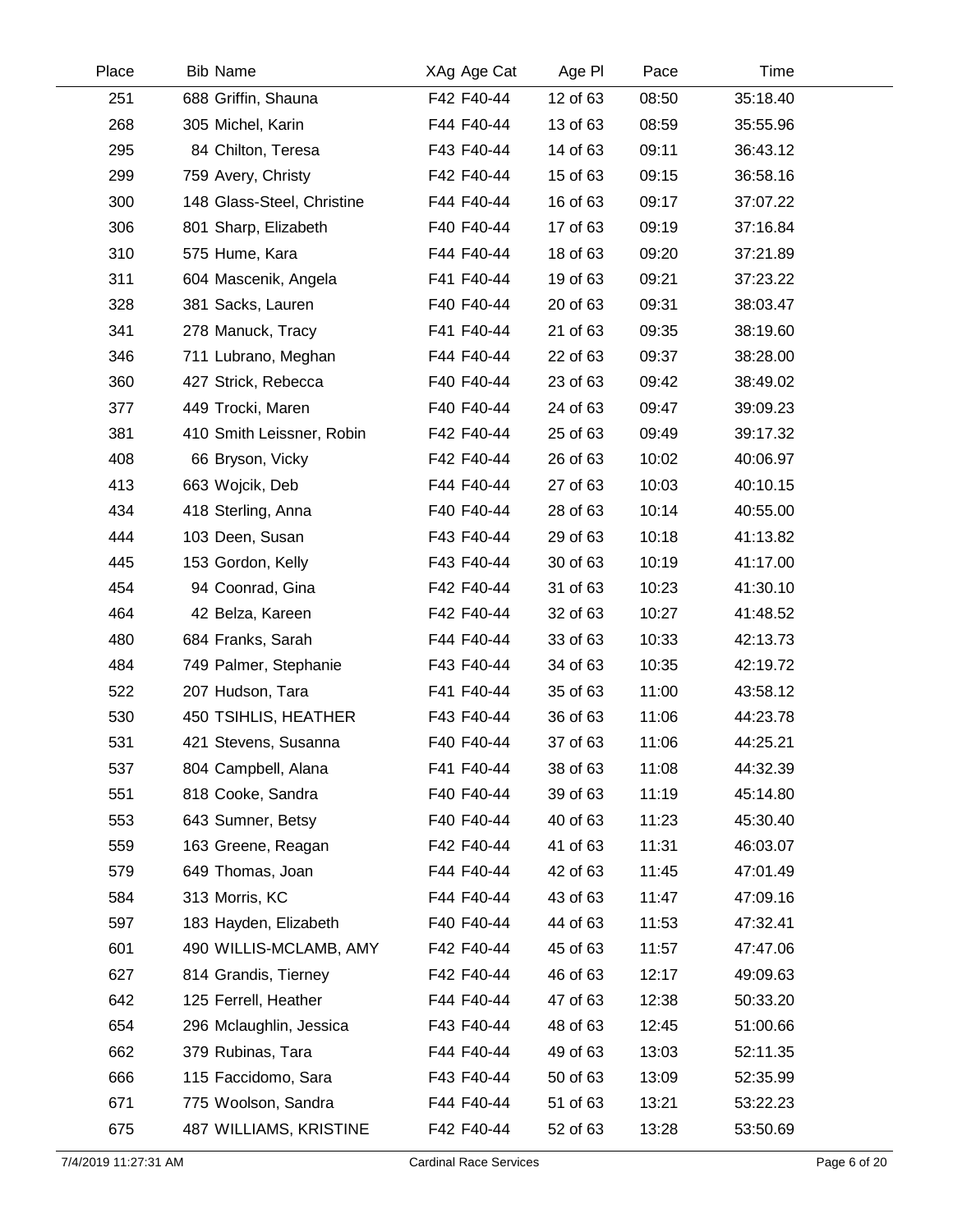| Place | Bib | Name | XAg | Age Cat | Age Pl | Pace | Time |
|---|---|---|---|---|---|---|---|
| 251 | 688 | Griffin, Shauna | F42 | F40-44 | 12 of 63 | 08:50 | 35:18.40 |
| 268 | 305 | Michel, Karin | F44 | F40-44 | 13 of 63 | 08:59 | 35:55.96 |
| 295 | 84 | Chilton, Teresa | F43 | F40-44 | 14 of 63 | 09:11 | 36:43.12 |
| 299 | 759 | Avery, Christy | F42 | F40-44 | 15 of 63 | 09:15 | 36:58.16 |
| 300 | 148 | Glass-Steel, Christine | F44 | F40-44 | 16 of 63 | 09:17 | 37:07.22 |
| 306 | 801 | Sharp, Elizabeth | F40 | F40-44 | 17 of 63 | 09:19 | 37:16.84 |
| 310 | 575 | Hume, Kara | F44 | F40-44 | 18 of 63 | 09:20 | 37:21.89 |
| 311 | 604 | Mascenik, Angela | F41 | F40-44 | 19 of 63 | 09:21 | 37:23.22 |
| 328 | 381 | Sacks, Lauren | F40 | F40-44 | 20 of 63 | 09:31 | 38:03.47 |
| 341 | 278 | Manuck, Tracy | F41 | F40-44 | 21 of 63 | 09:35 | 38:19.60 |
| 346 | 711 | Lubrano, Meghan | F44 | F40-44 | 22 of 63 | 09:37 | 38:28.00 |
| 360 | 427 | Strick, Rebecca | F40 | F40-44 | 23 of 63 | 09:42 | 38:49.02 |
| 377 | 449 | Trocki, Maren | F40 | F40-44 | 24 of 63 | 09:47 | 39:09.23 |
| 381 | 410 | Smith Leissner, Robin | F42 | F40-44 | 25 of 63 | 09:49 | 39:17.32 |
| 408 | 66 | Bryson, Vicky | F42 | F40-44 | 26 of 63 | 10:02 | 40:06.97 |
| 413 | 663 | Wojcik, Deb | F44 | F40-44 | 27 of 63 | 10:03 | 40:10.15 |
| 434 | 418 | Sterling, Anna | F40 | F40-44 | 28 of 63 | 10:14 | 40:55.00 |
| 444 | 103 | Deen, Susan | F43 | F40-44 | 29 of 63 | 10:18 | 41:13.82 |
| 445 | 153 | Gordon, Kelly | F43 | F40-44 | 30 of 63 | 10:19 | 41:17.00 |
| 454 | 94 | Coonrad, Gina | F42 | F40-44 | 31 of 63 | 10:23 | 41:30.10 |
| 464 | 42 | Belza, Kareen | F42 | F40-44 | 32 of 63 | 10:27 | 41:48.52 |
| 480 | 684 | Franks, Sarah | F44 | F40-44 | 33 of 63 | 10:33 | 42:13.73 |
| 484 | 749 | Palmer, Stephanie | F43 | F40-44 | 34 of 63 | 10:35 | 42:19.72 |
| 522 | 207 | Hudson, Tara | F41 | F40-44 | 35 of 63 | 11:00 | 43:58.12 |
| 530 | 450 | TSIHLIS, HEATHER | F43 | F40-44 | 36 of 63 | 11:06 | 44:23.78 |
| 531 | 421 | Stevens, Susanna | F40 | F40-44 | 37 of 63 | 11:06 | 44:25.21 |
| 537 | 804 | Campbell, Alana | F41 | F40-44 | 38 of 63 | 11:08 | 44:32.39 |
| 551 | 818 | Cooke, Sandra | F40 | F40-44 | 39 of 63 | 11:19 | 45:14.80 |
| 553 | 643 | Sumner, Betsy | F40 | F40-44 | 40 of 63 | 11:23 | 45:30.40 |
| 559 | 163 | Greene, Reagan | F42 | F40-44 | 41 of 63 | 11:31 | 46:03.07 |
| 579 | 649 | Thomas, Joan | F44 | F40-44 | 42 of 63 | 11:45 | 47:01.49 |
| 584 | 313 | Morris, KC | F44 | F40-44 | 43 of 63 | 11:47 | 47:09.16 |
| 597 | 183 | Hayden, Elizabeth | F40 | F40-44 | 44 of 63 | 11:53 | 47:32.41 |
| 601 | 490 | WILLIS-MCLAMB, AMY | F42 | F40-44 | 45 of 63 | 11:57 | 47:47.06 |
| 627 | 814 | Grandis, Tierney | F42 | F40-44 | 46 of 63 | 12:17 | 49:09.63 |
| 642 | 125 | Ferrell, Heather | F44 | F40-44 | 47 of 63 | 12:38 | 50:33.20 |
| 654 | 296 | Mclaughlin, Jessica | F43 | F40-44 | 48 of 63 | 12:45 | 51:00.66 |
| 662 | 379 | Rubinas, Tara | F44 | F40-44 | 49 of 63 | 13:03 | 52:11.35 |
| 666 | 115 | Faccidomo, Sara | F43 | F40-44 | 50 of 63 | 13:09 | 52:35.99 |
| 671 | 775 | Woolson, Sandra | F44 | F40-44 | 51 of 63 | 13:21 | 53:22.23 |
| 675 | 487 | WILLIAMS, KRISTINE | F42 | F40-44 | 52 of 63 | 13:28 | 53:50.69 |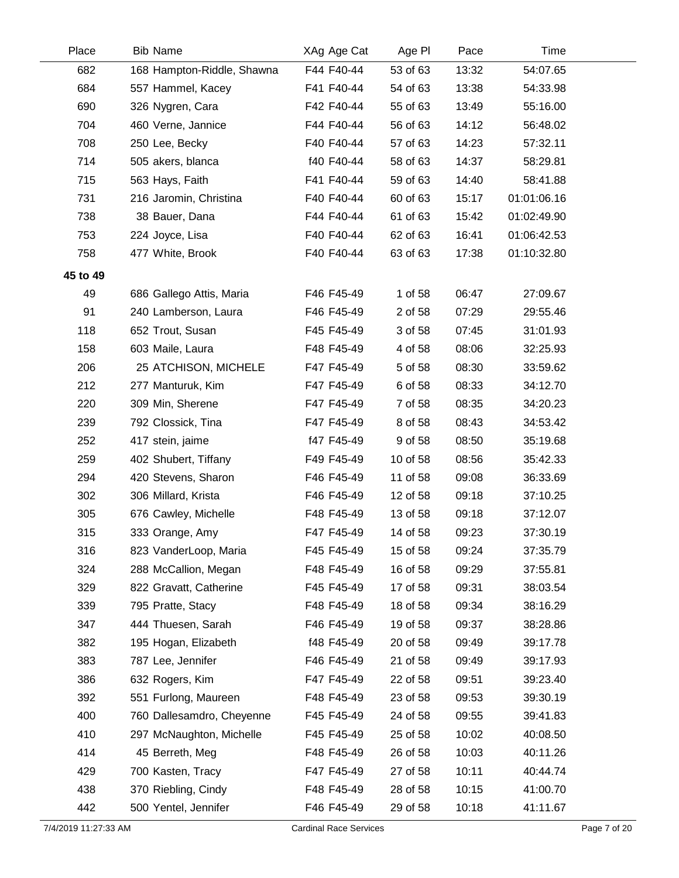| Place | Bib Name | XAg Age Cat | Age Pl | Pace | Time |
|---|---|---|---|---|---|
| 682 | 168 Hampton-Riddle, Shawna | F44 F40-44 | 53 of 63 | 13:32 | 54:07.65 |
| 684 | 557 Hammel, Kacey | F41 F40-44 | 54 of 63 | 13:38 | 54:33.98 |
| 690 | 326 Nygren, Cara | F42 F40-44 | 55 of 63 | 13:49 | 55:16.00 |
| 704 | 460 Verne, Jannice | F44 F40-44 | 56 of 63 | 14:12 | 56:48.02 |
| 708 | 250 Lee, Becky | F40 F40-44 | 57 of 63 | 14:23 | 57:32.11 |
| 714 | 505 akers, blanca | f40 F40-44 | 58 of 63 | 14:37 | 58:29.81 |
| 715 | 563 Hays, Faith | F41 F40-44 | 59 of 63 | 14:40 | 58:41.88 |
| 731 | 216 Jaromin, Christina | F40 F40-44 | 60 of 63 | 15:17 | 01:01:06.16 |
| 738 | 38 Bauer, Dana | F44 F40-44 | 61 of 63 | 15:42 | 01:02:49.90 |
| 753 | 224 Joyce, Lisa | F40 F40-44 | 62 of 63 | 16:41 | 01:06:42.53 |
| 758 | 477 White, Brook | F40 F40-44 | 63 of 63 | 17:38 | 01:10:32.80 |
| **45 to 49** | | | | | |
| 49 | 686 Gallego Attis, Maria | F46 F45-49 | 1 of 58 | 06:47 | 27:09.67 |
| 91 | 240 Lamberson, Laura | F46 F45-49 | 2 of 58 | 07:29 | 29:55.46 |
| 118 | 652 Trout, Susan | F45 F45-49 | 3 of 58 | 07:45 | 31:01.93 |
| 158 | 603 Maile, Laura | F48 F45-49 | 4 of 58 | 08:06 | 32:25.93 |
| 206 | 25 ATCHISON, MICHELE | F47 F45-49 | 5 of 58 | 08:30 | 33:59.62 |
| 212 | 277 Manturuk, Kim | F47 F45-49 | 6 of 58 | 08:33 | 34:12.70 |
| 220 | 309 Min, Sherene | F47 F45-49 | 7 of 58 | 08:35 | 34:20.23 |
| 239 | 792 Clossick, Tina | F47 F45-49 | 8 of 58 | 08:43 | 34:53.42 |
| 252 | 417 stein, jaime | f47 F45-49 | 9 of 58 | 08:50 | 35:19.68 |
| 259 | 402 Shubert, Tiffany | F49 F45-49 | 10 of 58 | 08:56 | 35:42.33 |
| 294 | 420 Stevens, Sharon | F46 F45-49 | 11 of 58 | 09:08 | 36:33.69 |
| 302 | 306 Millard, Krista | F46 F45-49 | 12 of 58 | 09:18 | 37:10.25 |
| 305 | 676 Cawley, Michelle | F48 F45-49 | 13 of 58 | 09:18 | 37:12.07 |
| 315 | 333 Orange, Amy | F47 F45-49 | 14 of 58 | 09:23 | 37:30.19 |
| 316 | 823 VanderLoop, Maria | F45 F45-49 | 15 of 58 | 09:24 | 37:35.79 |
| 324 | 288 McCallion, Megan | F48 F45-49 | 16 of 58 | 09:29 | 37:55.81 |
| 329 | 822 Gravatt, Catherine | F45 F45-49 | 17 of 58 | 09:31 | 38:03.54 |
| 339 | 795 Pratte, Stacy | F48 F45-49 | 18 of 58 | 09:34 | 38:16.29 |
| 347 | 444 Thuesen, Sarah | F46 F45-49 | 19 of 58 | 09:37 | 38:28.86 |
| 382 | 195 Hogan, Elizabeth | f48 F45-49 | 20 of 58 | 09:49 | 39:17.78 |
| 383 | 787 Lee, Jennifer | F46 F45-49 | 21 of 58 | 09:49 | 39:17.93 |
| 386 | 632 Rogers, Kim | F47 F45-49 | 22 of 58 | 09:51 | 39:23.40 |
| 392 | 551 Furlong, Maureen | F48 F45-49 | 23 of 58 | 09:53 | 39:30.19 |
| 400 | 760 Dallesamdro, Cheyenne | F45 F45-49 | 24 of 58 | 09:55 | 39:41.83 |
| 410 | 297 McNaughton, Michelle | F45 F45-49 | 25 of 58 | 10:02 | 40:08.50 |
| 414 | 45 Berreth, Meg | F48 F45-49 | 26 of 58 | 10:03 | 40:11.26 |
| 429 | 700 Kasten, Tracy | F47 F45-49 | 27 of 58 | 10:11 | 40:44.74 |
| 438 | 370 Riebling, Cindy | F48 F45-49 | 28 of 58 | 10:15 | 41:00.70 |
| 442 | 500 Yentel, Jennifer | F46 F45-49 | 29 of 58 | 10:18 | 41:11.67 |

7/4/2019 11:27:33 AM Cardinal Race Services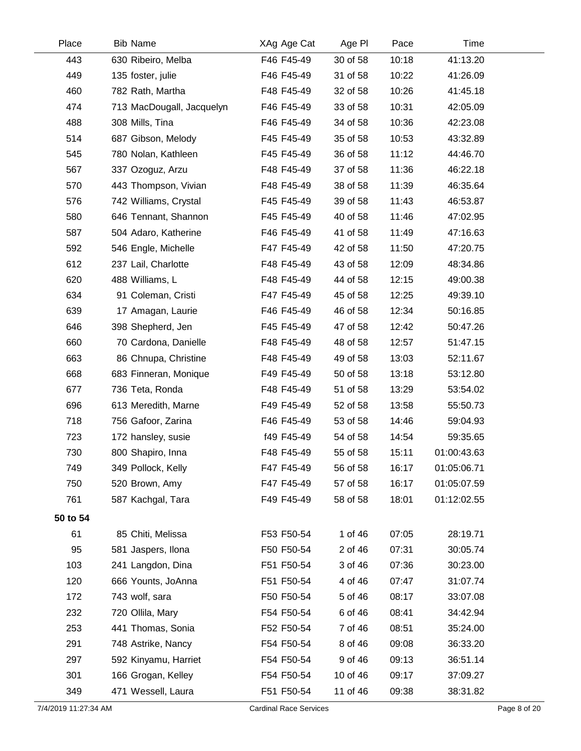| Place | Bib | Name | XAg | Age Cat | Age Pl | Pace | Time |
|---|---|---|---|---|---|---|---|
| 443 | 630 | Ribeiro, Melba | F46 | F45-49 | 30 of 58 | 10:18 | 41:13.20 |
| 449 | 135 | foster, julie | F46 | F45-49 | 31 of 58 | 10:22 | 41:26.09 |
| 460 | 782 | Rath, Martha | F48 | F45-49 | 32 of 58 | 10:26 | 41:45.18 |
| 474 | 713 | MacDougall, Jacquelyn | F46 | F45-49 | 33 of 58 | 10:31 | 42:05.09 |
| 488 | 308 | Mills, Tina | F46 | F45-49 | 34 of 58 | 10:36 | 42:23.08 |
| 514 | 687 | Gibson, Melody | F45 | F45-49 | 35 of 58 | 10:53 | 43:32.89 |
| 545 | 780 | Nolan, Kathleen | F45 | F45-49 | 36 of 58 | 11:12 | 44:46.70 |
| 567 | 337 | Ozoguz, Arzu | F48 | F45-49 | 37 of 58 | 11:36 | 46:22.18 |
| 570 | 443 | Thompson, Vivian | F48 | F45-49 | 38 of 58 | 11:39 | 46:35.64 |
| 576 | 742 | Williams, Crystal | F45 | F45-49 | 39 of 58 | 11:43 | 46:53.87 |
| 580 | 646 | Tennant, Shannon | F45 | F45-49 | 40 of 58 | 11:46 | 47:02.95 |
| 587 | 504 | Adaro, Katherine | F46 | F45-49 | 41 of 58 | 11:49 | 47:16.63 |
| 592 | 546 | Engle, Michelle | F47 | F45-49 | 42 of 58 | 11:50 | 47:20.75 |
| 612 | 237 | Lail, Charlotte | F48 | F45-49 | 43 of 58 | 12:09 | 48:34.86 |
| 620 | 488 | Williams, L | F48 | F45-49 | 44 of 58 | 12:15 | 49:00.38 |
| 634 | 91 | Coleman, Cristi | F47 | F45-49 | 45 of 58 | 12:25 | 49:39.10 |
| 639 | 17 | Amagan, Laurie | F46 | F45-49 | 46 of 58 | 12:34 | 50:16.85 |
| 646 | 398 | Shepherd, Jen | F45 | F45-49 | 47 of 58 | 12:42 | 50:47.26 |
| 660 | 70 | Cardona, Danielle | F48 | F45-49 | 48 of 58 | 12:57 | 51:47.15 |
| 663 | 86 | Chnupa, Christine | F48 | F45-49 | 49 of 58 | 13:03 | 52:11.67 |
| 668 | 683 | Finneran, Monique | F49 | F45-49 | 50 of 58 | 13:18 | 53:12.80 |
| 677 | 736 | Teta, Ronda | F48 | F45-49 | 51 of 58 | 13:29 | 53:54.02 |
| 696 | 613 | Meredith, Marne | F49 | F45-49 | 52 of 58 | 13:58 | 55:50.73 |
| 718 | 756 | Gafoor, Zarina | F46 | F45-49 | 53 of 58 | 14:46 | 59:04.93 |
| 723 | 172 | hansley, susie | f49 | F45-49 | 54 of 58 | 14:54 | 59:35.65 |
| 730 | 800 | Shapiro, Inna | F48 | F45-49 | 55 of 58 | 15:11 | 01:00:43.63 |
| 749 | 349 | Pollock, Kelly | F47 | F45-49 | 56 of 58 | 16:17 | 01:05:06.71 |
| 750 | 520 | Brown, Amy | F47 | F45-49 | 57 of 58 | 16:17 | 01:05:07.59 |
| 761 | 587 | Kachgal, Tara | F49 | F45-49 | 58 of 58 | 18:01 | 01:12:02.55 |
| **50 to 54** | | | | | | | |
| 61 | 85 | Chiti, Melissa | F53 | F50-54 | 1 of 46 | 07:05 | 28:19.71 |
| 95 | 581 | Jaspers, Ilona | F50 | F50-54 | 2 of 46 | 07:31 | 30:05.74 |
| 103 | 241 | Langdon, Dina | F51 | F50-54 | 3 of 46 | 07:36 | 30:23.00 |
| 120 | 666 | Younts, JoAnna | F51 | F50-54 | 4 of 46 | 07:47 | 31:07.74 |
| 172 | 743 | wolf, sara | F50 | F50-54 | 5 of 46 | 08:17 | 33:07.08 |
| 232 | 720 | Ollila, Mary | F54 | F50-54 | 6 of 46 | 08:41 | 34:42.94 |
| 253 | 441 | Thomas, Sonia | F52 | F50-54 | 7 of 46 | 08:51 | 35:24.00 |
| 291 | 748 | Astrike, Nancy | F54 | F50-54 | 8 of 46 | 09:08 | 36:33.20 |
| 297 | 592 | Kinyamu, Harriet | F54 | F50-54 | 9 of 46 | 09:13 | 36:51.14 |
| 301 | 166 | Grogan, Kelley | F54 | F50-54 | 10 of 46 | 09:17 | 37:09.27 |
| 349 | 471 | Wessell, Laura | F51 | F50-54 | 11 of 46 | 09:38 | 38:31.82 |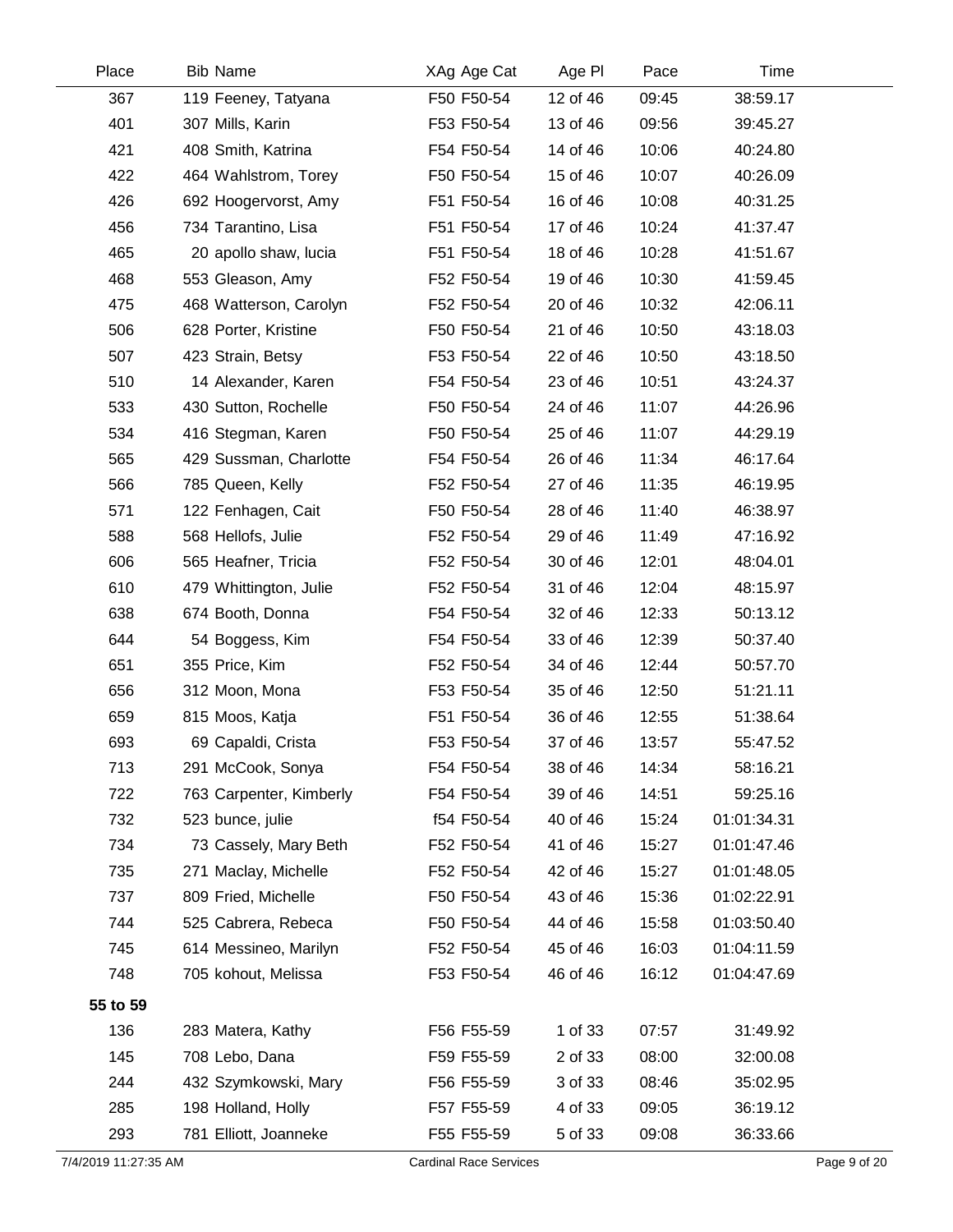| Place | Bib | Name | XAg | Age Cat | Age Pl | Pace | Time |
|---|---|---|---|---|---|---|---|
| 367 | 119 | Feeney, Tatyana | F50 | F50-54 | 12 of 46 | 09:45 | 38:59.17 |
| 401 | 307 | Mills, Karin | F53 | F50-54 | 13 of 46 | 09:56 | 39:45.27 |
| 421 | 408 | Smith, Katrina | F54 | F50-54 | 14 of 46 | 10:06 | 40:24.80 |
| 422 | 464 | Wahlstrom, Torey | F50 | F50-54 | 15 of 46 | 10:07 | 40:26.09 |
| 426 | 692 | Hoogervorst, Amy | F51 | F50-54 | 16 of 46 | 10:08 | 40:31.25 |
| 456 | 734 | Tarantino, Lisa | F51 | F50-54 | 17 of 46 | 10:24 | 41:37.47 |
| 465 | 20 | apollo shaw, lucia | F51 | F50-54 | 18 of 46 | 10:28 | 41:51.67 |
| 468 | 553 | Gleason, Amy | F52 | F50-54 | 19 of 46 | 10:30 | 41:59.45 |
| 475 | 468 | Watterson, Carolyn | F52 | F50-54 | 20 of 46 | 10:32 | 42:06.11 |
| 506 | 628 | Porter, Kristine | F50 | F50-54 | 21 of 46 | 10:50 | 43:18.03 |
| 507 | 423 | Strain, Betsy | F53 | F50-54 | 22 of 46 | 10:50 | 43:18.50 |
| 510 | 14 | Alexander, Karen | F54 | F50-54 | 23 of 46 | 10:51 | 43:24.37 |
| 533 | 430 | Sutton, Rochelle | F50 | F50-54 | 24 of 46 | 11:07 | 44:26.96 |
| 534 | 416 | Stegman, Karen | F50 | F50-54 | 25 of 46 | 11:07 | 44:29.19 |
| 565 | 429 | Sussman, Charlotte | F54 | F50-54 | 26 of 46 | 11:34 | 46:17.64 |
| 566 | 785 | Queen, Kelly | F52 | F50-54 | 27 of 46 | 11:35 | 46:19.95 |
| 571 | 122 | Fenhagen, Cait | F50 | F50-54 | 28 of 46 | 11:40 | 46:38.97 |
| 588 | 568 | Hellofs, Julie | F52 | F50-54 | 29 of 46 | 11:49 | 47:16.92 |
| 606 | 565 | Heafner, Tricia | F52 | F50-54 | 30 of 46 | 12:01 | 48:04.01 |
| 610 | 479 | Whittington, Julie | F52 | F50-54 | 31 of 46 | 12:04 | 48:15.97 |
| 638 | 674 | Booth, Donna | F54 | F50-54 | 32 of 46 | 12:33 | 50:13.12 |
| 644 | 54 | Boggess, Kim | F54 | F50-54 | 33 of 46 | 12:39 | 50:37.40 |
| 651 | 355 | Price, Kim | F52 | F50-54 | 34 of 46 | 12:44 | 50:57.70 |
| 656 | 312 | Moon, Mona | F53 | F50-54 | 35 of 46 | 12:50 | 51:21.11 |
| 659 | 815 | Moos, Katja | F51 | F50-54 | 36 of 46 | 12:55 | 51:38.64 |
| 693 | 69 | Capaldi, Crista | F53 | F50-54 | 37 of 46 | 13:57 | 55:47.52 |
| 713 | 291 | McCook, Sonya | F54 | F50-54 | 38 of 46 | 14:34 | 58:16.21 |
| 722 | 763 | Carpenter, Kimberly | F54 | F50-54 | 39 of 46 | 14:51 | 59:25.16 |
| 732 | 523 | bunce, julie | f54 | F50-54 | 40 of 46 | 15:24 | 01:01:34.31 |
| 734 | 73 | Cassely, Mary Beth | F52 | F50-54 | 41 of 46 | 15:27 | 01:01:47.46 |
| 735 | 271 | Maclay, Michelle | F52 | F50-54 | 42 of 46 | 15:27 | 01:01:48.05 |
| 737 | 809 | Fried, Michelle | F50 | F50-54 | 43 of 46 | 15:36 | 01:02:22.91 |
| 744 | 525 | Cabrera, Rebeca | F50 | F50-54 | 44 of 46 | 15:58 | 01:03:50.40 |
| 745 | 614 | Messineo, Marilyn | F52 | F50-54 | 45 of 46 | 16:03 | 01:04:11.59 |
| 748 | 705 | kohout, Melissa | F53 | F50-54 | 46 of 46 | 16:12 | 01:04:47.69 |
| **55 to 59** | | | | | | | |
| 136 | 283 | Matera, Kathy | F56 | F55-59 | 1 of 33 | 07:57 | 31:49.92 |
| 145 | 708 | Lebo, Dana | F59 | F55-59 | 2 of 33 | 08:00 | 32:00.08 |
| 244 | 432 | Szymkowski, Mary | F56 | F55-59 | 3 of 33 | 08:46 | 35:02.95 |
| 285 | 198 | Holland, Holly | F57 | F55-59 | 4 of 33 | 09:05 | 36:19.12 |
| 293 | 781 | Elliott, Joanneke | F55 | F55-59 | 5 of 33 | 09:08 | 36:33.66 |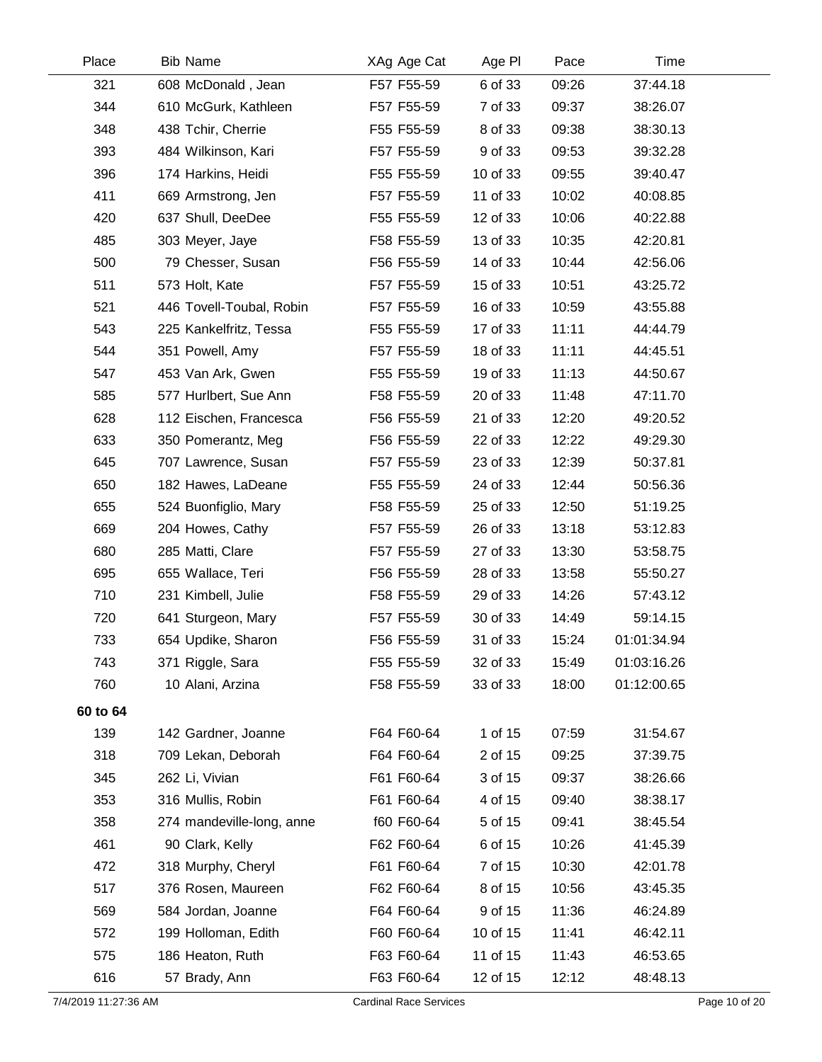| Place | Bib Name | XAg Age Cat | Age Pl | Pace | Time |
|---|---|---|---|---|---|
| 321 | 608 McDonald , Jean | F57 F55-59 | 6 of 33 | 09:26 | 37:44.18 |
| 344 | 610 McGurk, Kathleen | F57 F55-59 | 7 of 33 | 09:37 | 38:26.07 |
| 348 | 438 Tchir, Cherrie | F55 F55-59 | 8 of 33 | 09:38 | 38:30.13 |
| 393 | 484 Wilkinson, Kari | F57 F55-59 | 9 of 33 | 09:53 | 39:32.28 |
| 396 | 174 Harkins, Heidi | F55 F55-59 | 10 of 33 | 09:55 | 39:40.47 |
| 411 | 669 Armstrong, Jen | F57 F55-59 | 11 of 33 | 10:02 | 40:08.85 |
| 420 | 637 Shull, DeeDee | F55 F55-59 | 12 of 33 | 10:06 | 40:22.88 |
| 485 | 303 Meyer, Jaye | F58 F55-59 | 13 of 33 | 10:35 | 42:20.81 |
| 500 | 79 Chesser, Susan | F56 F55-59 | 14 of 33 | 10:44 | 42:56.06 |
| 511 | 573 Holt, Kate | F57 F55-59 | 15 of 33 | 10:51 | 43:25.72 |
| 521 | 446 Tovell-Toubal, Robin | F57 F55-59 | 16 of 33 | 10:59 | 43:55.88 |
| 543 | 225 Kankelfritz, Tessa | F55 F55-59 | 17 of 33 | 11:11 | 44:44.79 |
| 544 | 351 Powell, Amy | F57 F55-59 | 18 of 33 | 11:11 | 44:45.51 |
| 547 | 453 Van Ark, Gwen | F55 F55-59 | 19 of 33 | 11:13 | 44:50.67 |
| 585 | 577 Hurlbert, Sue Ann | F58 F55-59 | 20 of 33 | 11:48 | 47:11.70 |
| 628 | 112 Eischen, Francesca | F56 F55-59 | 21 of 33 | 12:20 | 49:20.52 |
| 633 | 350 Pomerantz, Meg | F56 F55-59 | 22 of 33 | 12:22 | 49:29.30 |
| 645 | 707 Lawrence, Susan | F57 F55-59 | 23 of 33 | 12:39 | 50:37.81 |
| 650 | 182 Hawes, LaDeane | F55 F55-59 | 24 of 33 | 12:44 | 50:56.36 |
| 655 | 524 Buonfiglio, Mary | F58 F55-59 | 25 of 33 | 12:50 | 51:19.25 |
| 669 | 204 Howes, Cathy | F57 F55-59 | 26 of 33 | 13:18 | 53:12.83 |
| 680 | 285 Matti, Clare | F57 F55-59 | 27 of 33 | 13:30 | 53:58.75 |
| 695 | 655 Wallace, Teri | F56 F55-59 | 28 of 33 | 13:58 | 55:50.27 |
| 710 | 231 Kimbell, Julie | F58 F55-59 | 29 of 33 | 14:26 | 57:43.12 |
| 720 | 641 Sturgeon, Mary | F57 F55-59 | 30 of 33 | 14:49 | 59:14.15 |
| 733 | 654 Updike, Sharon | F56 F55-59 | 31 of 33 | 15:24 | 01:01:34.94 |
| 743 | 371 Riggle, Sara | F55 F55-59 | 32 of 33 | 15:49 | 01:03:16.26 |
| 760 | 10 Alani, Arzina | F58 F55-59 | 33 of 33 | 18:00 | 01:12:00.65 |
| **60 to 64** | | | | | |
| 139 | 142 Gardner, Joanne | F64 F60-64 | 1 of 15 | 07:59 | 31:54.67 |
| 318 | 709 Lekan, Deborah | F64 F60-64 | 2 of 15 | 09:25 | 37:39.75 |
| 345 | 262 Li, Vivian | F61 F60-64 | 3 of 15 | 09:37 | 38:26.66 |
| 353 | 316 Mullis, Robin | F61 F60-64 | 4 of 15 | 09:40 | 38:38.17 |
| 358 | 274 mandeville-long, anne | f60 F60-64 | 5 of 15 | 09:41 | 38:45.54 |
| 461 | 90 Clark, Kelly | F62 F60-64 | 6 of 15 | 10:26 | 41:45.39 |
| 472 | 318 Murphy, Cheryl | F61 F60-64 | 7 of 15 | 10:30 | 42:01.78 |
| 517 | 376 Rosen, Maureen | F62 F60-64 | 8 of 15 | 10:56 | 43:45.35 |
| 569 | 584 Jordan, Joanne | F64 F60-64 | 9 of 15 | 11:36 | 46:24.89 |
| 572 | 199 Holloman, Edith | F60 F60-64 | 10 of 15 | 11:41 | 46:42.11 |
| 575 | 186 Heaton, Ruth | F63 F60-64 | 11 of 15 | 11:43 | 46:53.65 |
| 616 | 57 Brady, Ann | F63 F60-64 | 12 of 15 | 12:12 | 48:48.13 |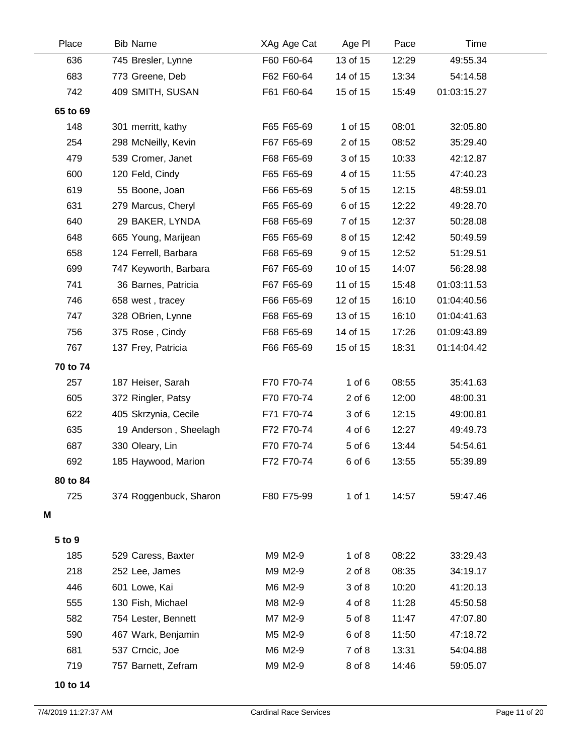| Place | Bib | Name | XAg | Age Cat | Age Pl | Pace | Time |
|---|---|---|---|---|---|---|---|
| 636 | 745 | Bresler, Lynne | F60 | F60-64 | 13 of 15 | 12:29 | 49:55.34 |
| 683 | 773 | Greene, Deb | F62 | F60-64 | 14 of 15 | 13:34 | 54:14.58 |
| 742 | 409 | SMITH, SUSAN | F61 | F60-64 | 15 of 15 | 15:49 | 01:03:15.27 |
| **65 to 69** | | | | | | | |
| 148 | 301 | merritt, kathy | F65 | F65-69 | 1 of 15 | 08:01 | 32:05.80 |
| 254 | 298 | McNeilly, Kevin | F67 | F65-69 | 2 of 15 | 08:52 | 35:29.40 |
| 479 | 539 | Cromer, Janet | F68 | F65-69 | 3 of 15 | 10:33 | 42:12.87 |
| 600 | 120 | Feld, Cindy | F65 | F65-69 | 4 of 15 | 11:55 | 47:40.23 |
| 619 | 55 | Boone, Joan | F66 | F65-69 | 5 of 15 | 12:15 | 48:59.01 |
| 631 | 279 | Marcus, Cheryl | F65 | F65-69 | 6 of 15 | 12:22 | 49:28.70 |
| 640 | 29 | BAKER, LYNDA | F68 | F65-69 | 7 of 15 | 12:37 | 50:28.08 |
| 648 | 665 | Young, Marijean | F65 | F65-69 | 8 of 15 | 12:42 | 50:49.59 |
| 658 | 124 | Ferrell, Barbara | F68 | F65-69 | 9 of 15 | 12:52 | 51:29.51 |
| 699 | 747 | Keyworth, Barbara | F67 | F65-69 | 10 of 15 | 14:07 | 56:28.98 |
| 741 | 36 | Barnes, Patricia | F67 | F65-69 | 11 of 15 | 15:48 | 01:03:11.53 |
| 746 | 658 | west , tracey | F66 | F65-69 | 12 of 15 | 16:10 | 01:04:40.56 |
| 747 | 328 | OBrien, Lynne | F68 | F65-69 | 13 of 15 | 16:10 | 01:04:41.63 |
| 756 | 375 | Rose , Cindy | F68 | F65-69 | 14 of 15 | 17:26 | 01:09:43.89 |
| 767 | 137 | Frey, Patricia | F66 | F65-69 | 15 of 15 | 18:31 | 01:14:04.42 |
| **70 to 74** | | | | | | | |
| 257 | 187 | Heiser, Sarah | F70 | F70-74 | 1 of 6 | 08:55 | 35:41.63 |
| 605 | 372 | Ringler, Patsy | F70 | F70-74 | 2 of 6 | 12:00 | 48:00.31 |
| 622 | 405 | Skrzynia, Cecile | F71 | F70-74 | 3 of 6 | 12:15 | 49:00.81 |
| 635 | 19 | Anderson , Sheelagh | F72 | F70-74 | 4 of 6 | 12:27 | 49:49.73 |
| 687 | 330 | Oleary, Lin | F70 | F70-74 | 5 of 6 | 13:44 | 54:54.61 |
| 692 | 185 | Haywood, Marion | F72 | F70-74 | 6 of 6 | 13:55 | 55:39.89 |
| **80 to 84** | | | | | | | |
| 725 | 374 | Roggenbuck, Sharon | F80 | F75-99 | 1 of 1 | 14:57 | 59:47.46 |

**M**

| Place | Bib | Name | XAg | Age Cat | Age Pl | Pace | Time |
|---|---|---|---|---|---|---|---|
| **5 to 9** | | | | | | | |
| 185 | 529 | Caress, Baxter | M9 | M2-9 | 1 of 8 | 08:22 | 33:29.43 |
| 218 | 252 | Lee, James | M9 | M2-9 | 2 of 8 | 08:35 | 34:19.17 |
| 446 | 601 | Lowe, Kai | M6 | M2-9 | 3 of 8 | 10:20 | 41:20.13 |
| 555 | 130 | Fish, Michael | M8 | M2-9 | 4 of 8 | 11:28 | 45:50.58 |
| 582 | 754 | Lester, Bennett | M7 | M2-9 | 5 of 8 | 11:47 | 47:07.80 |
| 590 | 467 | Wark, Benjamin | M5 | M2-9 | 6 of 8 | 11:50 | 47:18.72 |
| 681 | 537 | Crncic, Joe | M6 | M2-9 | 7 of 8 | 13:31 | 54:04.88 |
| 719 | 757 | Barnett, Zefram | M9 | M2-9 | 8 of 8 | 14:46 | 59:05.07 |
| **10 to 14** | | | | | | | |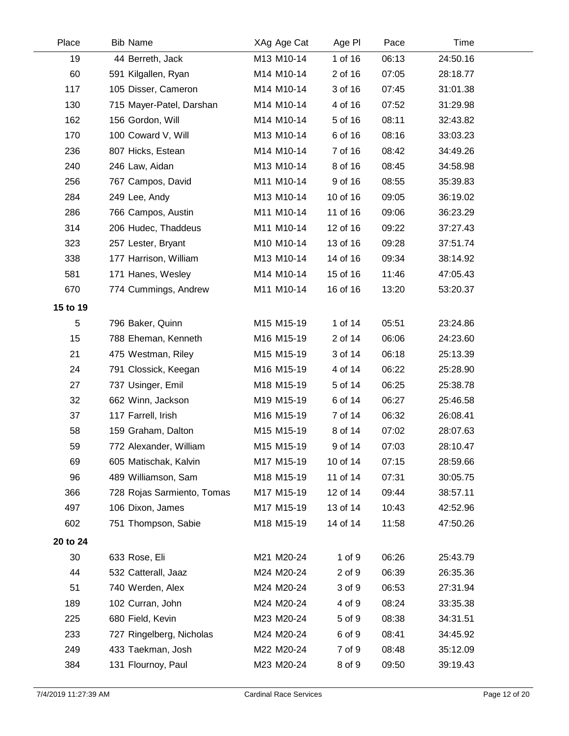| Place | Bib Name | XAg Age Cat | Age Pl | Pace | Time |
|---|---|---|---|---|---|
| 19 | 44 Berreth, Jack | M13 M10-14 | 1 of 16 | 06:13 | 24:50.16 |
| 60 | 591 Kilgallen, Ryan | M14 M10-14 | 2 of 16 | 07:05 | 28:18.77 |
| 117 | 105 Disser, Cameron | M14 M10-14 | 3 of 16 | 07:45 | 31:01.38 |
| 130 | 715 Mayer-Patel, Darshan | M14 M10-14 | 4 of 16 | 07:52 | 31:29.98 |
| 162 | 156 Gordon, Will | M14 M10-14 | 5 of 16 | 08:11 | 32:43.82 |
| 170 | 100 Coward V, Will | M13 M10-14 | 6 of 16 | 08:16 | 33:03.23 |
| 236 | 807 Hicks, Estean | M14 M10-14 | 7 of 16 | 08:42 | 34:49.26 |
| 240 | 246 Law, Aidan | M13 M10-14 | 8 of 16 | 08:45 | 34:58.98 |
| 256 | 767 Campos, David | M11 M10-14 | 9 of 16 | 08:55 | 35:39.83 |
| 284 | 249 Lee, Andy | M13 M10-14 | 10 of 16 | 09:05 | 36:19.02 |
| 286 | 766 Campos, Austin | M11 M10-14 | 11 of 16 | 09:06 | 36:23.29 |
| 314 | 206 Hudec, Thaddeus | M11 M10-14 | 12 of 16 | 09:22 | 37:27.43 |
| 323 | 257 Lester, Bryant | M10 M10-14 | 13 of 16 | 09:28 | 37:51.74 |
| 338 | 177 Harrison, William | M13 M10-14 | 14 of 16 | 09:34 | 38:14.92 |
| 581 | 171 Hanes, Wesley | M14 M10-14 | 15 of 16 | 11:46 | 47:05.43 |
| 670 | 774 Cummings, Andrew | M11 M10-14 | 16 of 16 | 13:20 | 53:20.37 |
| **15 to 19** | | | | | |
| 5 | 796 Baker, Quinn | M15 M15-19 | 1 of 14 | 05:51 | 23:24.86 |
| 15 | 788 Eheman, Kenneth | M16 M15-19 | 2 of 14 | 06:06 | 24:23.60 |
| 21 | 475 Westman, Riley | M15 M15-19 | 3 of 14 | 06:18 | 25:13.39 |
| 24 | 791 Clossick, Keegan | M16 M15-19 | 4 of 14 | 06:22 | 25:28.90 |
| 27 | 737 Usinger, Emil | M18 M15-19 | 5 of 14 | 06:25 | 25:38.78 |
| 32 | 662 Winn, Jackson | M19 M15-19 | 6 of 14 | 06:27 | 25:46.58 |
| 37 | 117 Farrell, Irish | M16 M15-19 | 7 of 14 | 06:32 | 26:08.41 |
| 58 | 159 Graham, Dalton | M15 M15-19 | 8 of 14 | 07:02 | 28:07.63 |
| 59 | 772 Alexander, William | M15 M15-19 | 9 of 14 | 07:03 | 28:10.47 |
| 69 | 605 Matischak, Kalvin | M17 M15-19 | 10 of 14 | 07:15 | 28:59.66 |
| 96 | 489 Williamson, Sam | M18 M15-19 | 11 of 14 | 07:31 | 30:05.75 |
| 366 | 728 Rojas Sarmiento, Tomas | M17 M15-19 | 12 of 14 | 09:44 | 38:57.11 |
| 497 | 106 Dixon, James | M17 M15-19 | 13 of 14 | 10:43 | 42:52.96 |
| 602 | 751 Thompson, Sabie | M18 M15-19 | 14 of 14 | 11:58 | 47:50.26 |
| **20 to 24** | | | | | |
| 30 | 633 Rose, Eli | M21 M20-24 | 1 of 9 | 06:26 | 25:43.79 |
| 44 | 532 Catterall, Jaaz | M24 M20-24 | 2 of 9 | 06:39 | 26:35.36 |
| 51 | 740 Werden, Alex | M24 M20-24 | 3 of 9 | 06:53 | 27:31.94 |
| 189 | 102 Curran, John | M24 M20-24 | 4 of 9 | 08:24 | 33:35.38 |
| 225 | 680 Field, Kevin | M23 M20-24 | 5 of 9 | 08:38 | 34:31.51 |
| 233 | 727 Ringelberg, Nicholas | M24 M20-24 | 6 of 9 | 08:41 | 34:45.92 |
| 249 | 433 Taekman, Josh | M22 M20-24 | 7 of 9 | 08:48 | 35:12.09 |
| 384 | 131 Flournoy, Paul | M23 M20-24 | 8 of 9 | 09:50 | 39:19.43 |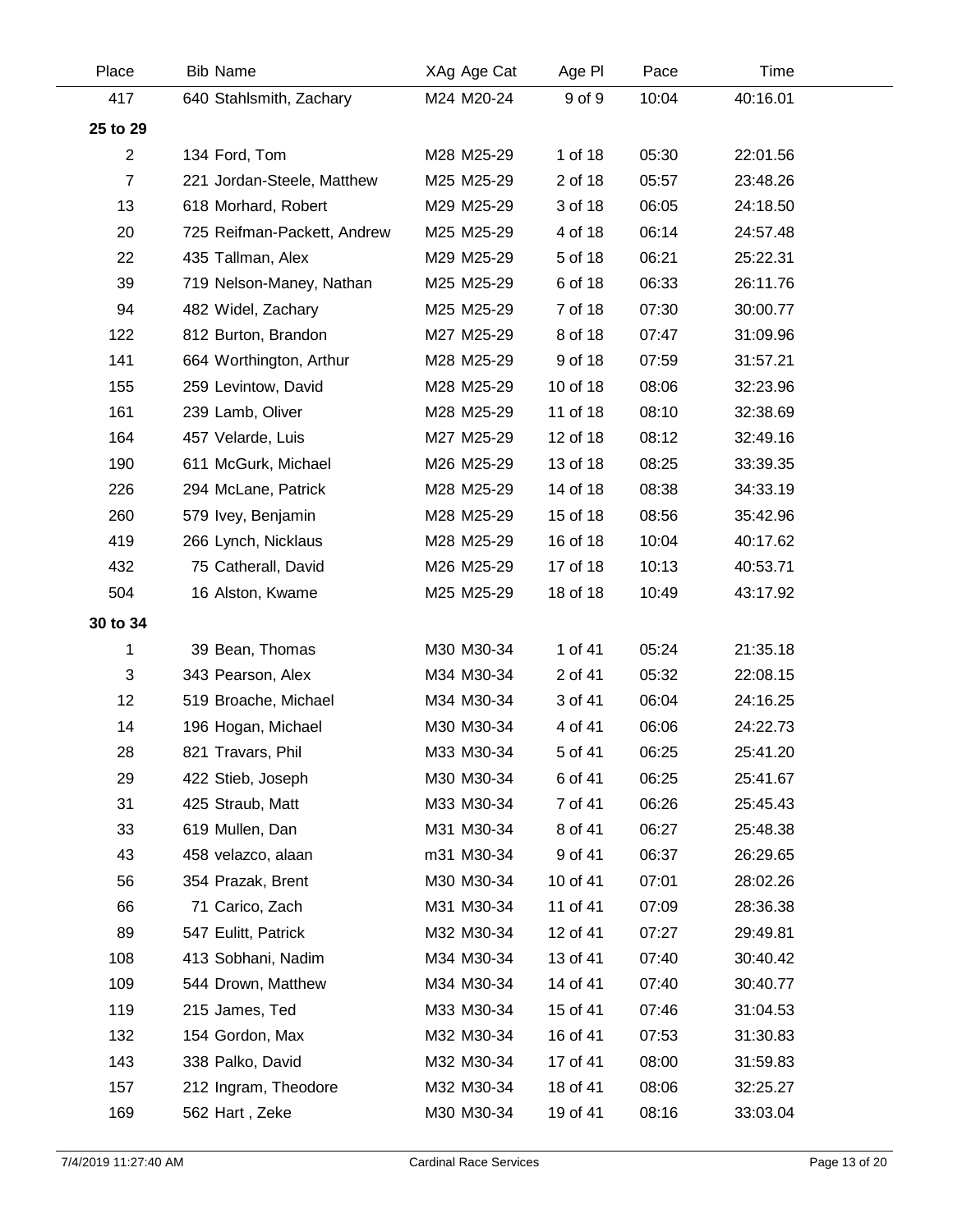| Place | Bib | Name | XAg | Age Cat | Age Pl | Pace | Time |
|---|---|---|---|---|---|---|---|
| 417 | 640 | Stahlsmith, Zachary | M24 | M20-24 | 9 of 9 | 10:04 | 40:16.01 |
| **25 to 29** | | | | | | | |
| 2 | 134 | Ford, Tom | M28 | M25-29 | 1 of 18 | 05:30 | 22:01.56 |
| 7 | 221 | Jordan-Steele, Matthew | M25 | M25-29 | 2 of 18 | 05:57 | 23:48.26 |
| 13 | 618 | Morhard, Robert | M29 | M25-29 | 3 of 18 | 06:05 | 24:18.50 |
| 20 | 725 | Reifman-Packett, Andrew | M25 | M25-29 | 4 of 18 | 06:14 | 24:57.48 |
| 22 | 435 | Tallman, Alex | M29 | M25-29 | 5 of 18 | 06:21 | 25:22.31 |
| 39 | 719 | Nelson-Maney, Nathan | M25 | M25-29 | 6 of 18 | 06:33 | 26:11.76 |
| 94 | 482 | Widel, Zachary | M25 | M25-29 | 7 of 18 | 07:30 | 30:00.77 |
| 122 | 812 | Burton, Brandon | M27 | M25-29 | 8 of 18 | 07:47 | 31:09.96 |
| 141 | 664 | Worthington, Arthur | M28 | M25-29 | 9 of 18 | 07:59 | 31:57.21 |
| 155 | 259 | Levintow, David | M28 | M25-29 | 10 of 18 | 08:06 | 32:23.96 |
| 161 | 239 | Lamb, Oliver | M28 | M25-29 | 11 of 18 | 08:10 | 32:38.69 |
| 164 | 457 | Velarde, Luis | M27 | M25-29 | 12 of 18 | 08:12 | 32:49.16 |
| 190 | 611 | McGurk, Michael | M26 | M25-29 | 13 of 18 | 08:25 | 33:39.35 |
| 226 | 294 | McLane, Patrick | M28 | M25-29 | 14 of 18 | 08:38 | 34:33.19 |
| 260 | 579 | Ivey, Benjamin | M28 | M25-29 | 15 of 18 | 08:56 | 35:42.96 |
| 419 | 266 | Lynch, Nicklaus | M28 | M25-29 | 16 of 18 | 10:04 | 40:17.62 |
| 432 | 75 | Catherall, David | M26 | M25-29 | 17 of 18 | 10:13 | 40:53.71 |
| 504 | 16 | Alston, Kwame | M25 | M25-29 | 18 of 18 | 10:49 | 43:17.92 |
| **30 to 34** | | | | | | | |
| 1 | 39 | Bean, Thomas | M30 | M30-34 | 1 of 41 | 05:24 | 21:35.18 |
| 3 | 343 | Pearson, Alex | M34 | M30-34 | 2 of 41 | 05:32 | 22:08.15 |
| 12 | 519 | Broache, Michael | M34 | M30-34 | 3 of 41 | 06:04 | 24:16.25 |
| 14 | 196 | Hogan, Michael | M30 | M30-34 | 4 of 41 | 06:06 | 24:22.73 |
| 28 | 821 | Travars, Phil | M33 | M30-34 | 5 of 41 | 06:25 | 25:41.20 |
| 29 | 422 | Stieb, Joseph | M30 | M30-34 | 6 of 41 | 06:25 | 25:41.67 |
| 31 | 425 | Straub, Matt | M33 | M30-34 | 7 of 41 | 06:26 | 25:45.43 |
| 33 | 619 | Mullen, Dan | M31 | M30-34 | 8 of 41 | 06:27 | 25:48.38 |
| 43 | 458 | velazco, alaan | m31 | M30-34 | 9 of 41 | 06:37 | 26:29.65 |
| 56 | 354 | Prazak, Brent | M30 | M30-34 | 10 of 41 | 07:01 | 28:02.26 |
| 66 | 71 | Carico, Zach | M31 | M30-34 | 11 of 41 | 07:09 | 28:36.38 |
| 89 | 547 | Eulitt, Patrick | M32 | M30-34 | 12 of 41 | 07:27 | 29:49.81 |
| 108 | 413 | Sobhani, Nadim | M34 | M30-34 | 13 of 41 | 07:40 | 30:40.42 |
| 109 | 544 | Drown, Matthew | M34 | M30-34 | 14 of 41 | 07:40 | 30:40.77 |
| 119 | 215 | James, Ted | M33 | M30-34 | 15 of 41 | 07:46 | 31:04.53 |
| 132 | 154 | Gordon, Max | M32 | M30-34 | 16 of 41 | 07:53 | 31:30.83 |
| 143 | 338 | Palko, David | M32 | M30-34 | 17 of 41 | 08:00 | 31:59.83 |
| 157 | 212 | Ingram, Theodore | M32 | M30-34 | 18 of 41 | 08:06 | 32:25.27 |
| 169 | 562 | Hart , Zeke | M30 | M30-34 | 19 of 41 | 08:16 | 33:03.04 |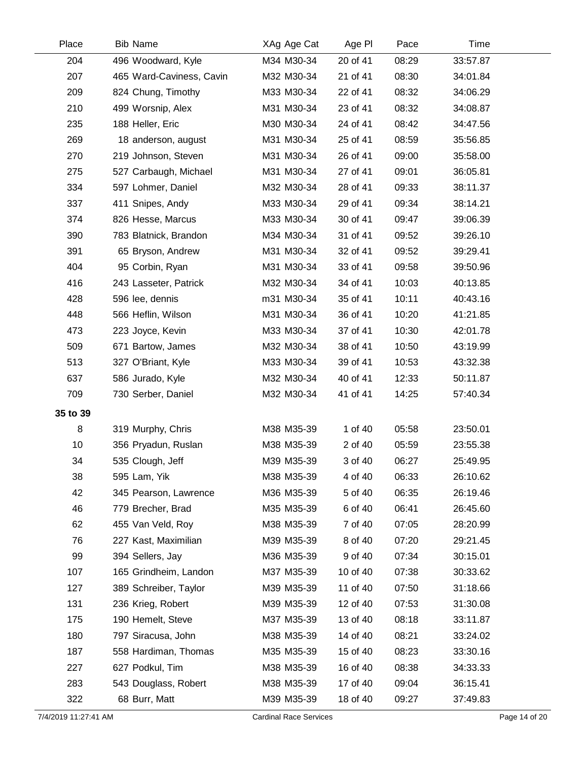| Place | Bib | Name | XAg | Age Cat | Age Pl | Pace | Time |
|---|---|---|---|---|---|---|---|
| 204 | 496 | Woodward, Kyle | M34 | M30-34 | 20 of 41 | 08:29 | 33:57.87 |
| 207 | 465 | Ward-Caviness, Cavin | M32 | M30-34 | 21 of 41 | 08:30 | 34:01.84 |
| 209 | 824 | Chung, Timothy | M33 | M30-34 | 22 of 41 | 08:32 | 34:06.29 |
| 210 | 499 | Worsnip, Alex | M31 | M30-34 | 23 of 41 | 08:32 | 34:08.87 |
| 235 | 188 | Heller, Eric | M30 | M30-34 | 24 of 41 | 08:42 | 34:47.56 |
| 269 | 18 | anderson, august | M31 | M30-34 | 25 of 41 | 08:59 | 35:56.85 |
| 270 | 219 | Johnson, Steven | M31 | M30-34 | 26 of 41 | 09:00 | 35:58.00 |
| 275 | 527 | Carbaugh, Michael | M31 | M30-34 | 27 of 41 | 09:01 | 36:05.81 |
| 334 | 597 | Lohmer, Daniel | M32 | M30-34 | 28 of 41 | 09:33 | 38:11.37 |
| 337 | 411 | Snipes, Andy | M33 | M30-34 | 29 of 41 | 09:34 | 38:14.21 |
| 374 | 826 | Hesse, Marcus | M33 | M30-34 | 30 of 41 | 09:47 | 39:06.39 |
| 390 | 783 | Blatnick, Brandon | M34 | M30-34 | 31 of 41 | 09:52 | 39:26.10 |
| 391 | 65 | Bryson, Andrew | M31 | M30-34 | 32 of 41 | 09:52 | 39:29.41 |
| 404 | 95 | Corbin, Ryan | M31 | M30-34 | 33 of 41 | 09:58 | 39:50.96 |
| 416 | 243 | Lasseter, Patrick | M32 | M30-34 | 34 of 41 | 10:03 | 40:13.85 |
| 428 | 596 | lee, dennis | m31 | M30-34 | 35 of 41 | 10:11 | 40:43.16 |
| 448 | 566 | Heflin, Wilson | M31 | M30-34 | 36 of 41 | 10:20 | 41:21.85 |
| 473 | 223 | Joyce, Kevin | M33 | M30-34 | 37 of 41 | 10:30 | 42:01.78 |
| 509 | 671 | Bartow, James | M32 | M30-34 | 38 of 41 | 10:50 | 43:19.99 |
| 513 | 327 | O'Briant, Kyle | M33 | M30-34 | 39 of 41 | 10:53 | 43:32.38 |
| 637 | 586 | Jurado, Kyle | M32 | M30-34 | 40 of 41 | 12:33 | 50:11.87 |
| 709 | 730 | Serber, Daniel | M32 | M30-34 | 41 of 41 | 14:25 | 57:40.34 |
| **35 to 39** | | | | | | | |
| 8 | 319 | Murphy, Chris | M38 | M35-39 | 1 of 40 | 05:58 | 23:50.01 |
| 10 | 356 | Pryadun, Ruslan | M38 | M35-39 | 2 of 40 | 05:59 | 23:55.38 |
| 34 | 535 | Clough, Jeff | M39 | M35-39 | 3 of 40 | 06:27 | 25:49.95 |
| 38 | 595 | Lam, Yik | M38 | M35-39 | 4 of 40 | 06:33 | 26:10.62 |
| 42 | 345 | Pearson, Lawrence | M36 | M35-39 | 5 of 40 | 06:35 | 26:19.46 |
| 46 | 779 | Brecher, Brad | M35 | M35-39 | 6 of 40 | 06:41 | 26:45.60 |
| 62 | 455 | Van Veld, Roy | M38 | M35-39 | 7 of 40 | 07:05 | 28:20.99 |
| 76 | 227 | Kast, Maximilian | M39 | M35-39 | 8 of 40 | 07:20 | 29:21.45 |
| 99 | 394 | Sellers, Jay | M36 | M35-39 | 9 of 40 | 07:34 | 30:15.01 |
| 107 | 165 | Grindheim, Landon | M37 | M35-39 | 10 of 40 | 07:38 | 30:33.62 |
| 127 | 389 | Schreiber, Taylor | M39 | M35-39 | 11 of 40 | 07:50 | 31:18.66 |
| 131 | 236 | Krieg, Robert | M39 | M35-39 | 12 of 40 | 07:53 | 31:30.08 |
| 175 | 190 | Hemelt, Steve | M37 | M35-39 | 13 of 40 | 08:18 | 33:11.87 |
| 180 | 797 | Siracusa, John | M38 | M35-39 | 14 of 40 | 08:21 | 33:24.02 |
| 187 | 558 | Hardiman, Thomas | M35 | M35-39 | 15 of 40 | 08:23 | 33:30.16 |
| 227 | 627 | Podkul, Tim | M38 | M35-39 | 16 of 40 | 08:38 | 34:33.33 |
| 283 | 543 | Douglass, Robert | M38 | M35-39 | 17 of 40 | 09:04 | 36:15.41 |
| 322 | 68 | Burr, Matt | M39 | M35-39 | 18 of 40 | 09:27 | 37:49.83 |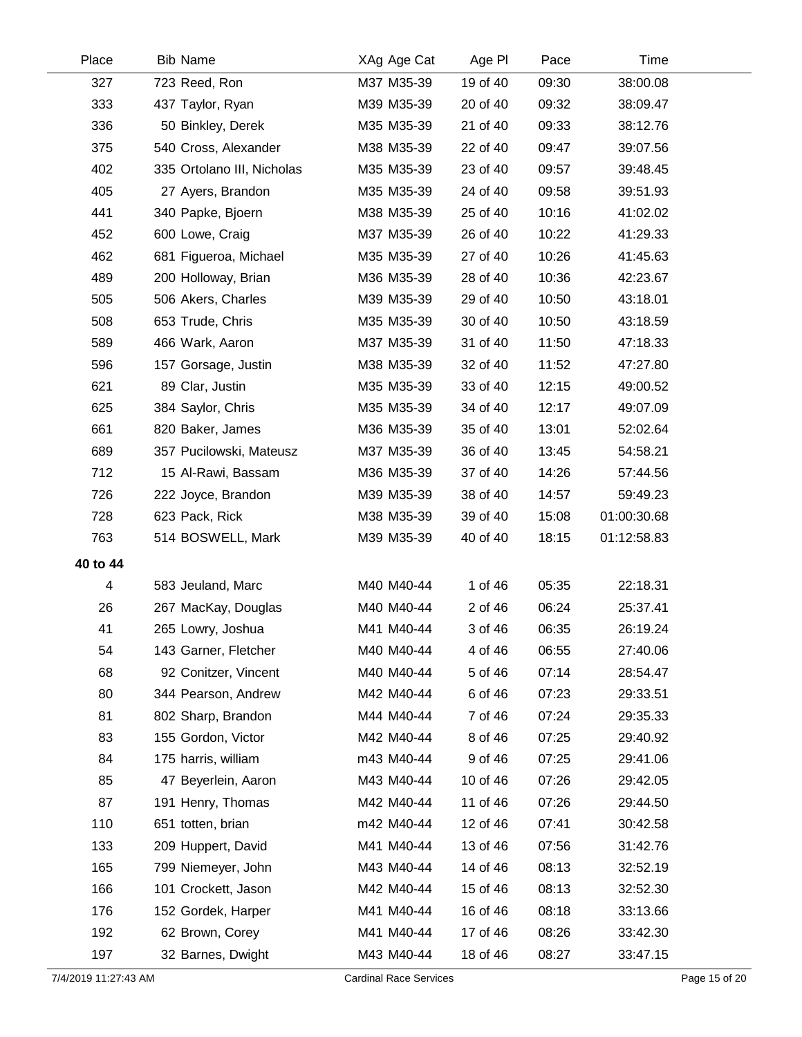| Place | Bib | Name | XAg | Age Cat | Age Pl | Pace | Time |
|---|---|---|---|---|---|---|---|
| 327 | 723 | Reed, Ron | M37 | M35-39 | 19 of 40 | 09:30 | 38:00.08 |
| 333 | 437 | Taylor, Ryan | M39 | M35-39 | 20 of 40 | 09:32 | 38:09.47 |
| 336 | 50 | Binkley, Derek | M35 | M35-39 | 21 of 40 | 09:33 | 38:12.76 |
| 375 | 540 | Cross, Alexander | M38 | M35-39 | 22 of 40 | 09:47 | 39:07.56 |
| 402 | 335 | Ortolano III, Nicholas | M35 | M35-39 | 23 of 40 | 09:57 | 39:48.45 |
| 405 | 27 | Ayers, Brandon | M35 | M35-39 | 24 of 40 | 09:58 | 39:51.93 |
| 441 | 340 | Papke, Bjoern | M38 | M35-39 | 25 of 40 | 10:16 | 41:02.02 |
| 452 | 600 | Lowe, Craig | M37 | M35-39 | 26 of 40 | 10:22 | 41:29.33 |
| 462 | 681 | Figueroa, Michael | M35 | M35-39 | 27 of 40 | 10:26 | 41:45.63 |
| 489 | 200 | Holloway, Brian | M36 | M35-39 | 28 of 40 | 10:36 | 42:23.67 |
| 505 | 506 | Akers, Charles | M39 | M35-39 | 29 of 40 | 10:50 | 43:18.01 |
| 508 | 653 | Trude, Chris | M35 | M35-39 | 30 of 40 | 10:50 | 43:18.59 |
| 589 | 466 | Wark, Aaron | M37 | M35-39 | 31 of 40 | 11:50 | 47:18.33 |
| 596 | 157 | Gorsage, Justin | M38 | M35-39 | 32 of 40 | 11:52 | 47:27.80 |
| 621 | 89 | Clar, Justin | M35 | M35-39 | 33 of 40 | 12:15 | 49:00.52 |
| 625 | 384 | Saylor, Chris | M35 | M35-39 | 34 of 40 | 12:17 | 49:07.09 |
| 661 | 820 | Baker, James | M36 | M35-39 | 35 of 40 | 13:01 | 52:02.64 |
| 689 | 357 | Pucilowski, Mateusz | M37 | M35-39 | 36 of 40 | 13:45 | 54:58.21 |
| 712 | 15 | Al-Rawi, Bassam | M36 | M35-39 | 37 of 40 | 14:26 | 57:44.56 |
| 726 | 222 | Joyce, Brandon | M39 | M35-39 | 38 of 40 | 14:57 | 59:49.23 |
| 728 | 623 | Pack, Rick | M38 | M35-39 | 39 of 40 | 15:08 | 01:00:30.68 |
| 763 | 514 | BOSWELL, Mark | M39 | M35-39 | 40 of 40 | 18:15 | 01:12:58.83 |
| **40 to 44** | | | | | | | |
| 4 | 583 | Jeuland, Marc | M40 | M40-44 | 1 of 46 | 05:35 | 22:18.31 |
| 26 | 267 | MacKay, Douglas | M40 | M40-44 | 2 of 46 | 06:24 | 25:37.41 |
| 41 | 265 | Lowry, Joshua | M41 | M40-44 | 3 of 46 | 06:35 | 26:19.24 |
| 54 | 143 | Garner, Fletcher | M40 | M40-44 | 4 of 46 | 06:55 | 27:40.06 |
| 68 | 92 | Conitzer, Vincent | M40 | M40-44 | 5 of 46 | 07:14 | 28:54.47 |
| 80 | 344 | Pearson, Andrew | M42 | M40-44 | 6 of 46 | 07:23 | 29:33.51 |
| 81 | 802 | Sharp, Brandon | M44 | M40-44 | 7 of 46 | 07:24 | 29:35.33 |
| 83 | 155 | Gordon, Victor | M42 | M40-44 | 8 of 46 | 07:25 | 29:40.92 |
| 84 | 175 | harris, william | m43 | M40-44 | 9 of 46 | 07:25 | 29:41.06 |
| 85 | 47 | Beyerlein, Aaron | M43 | M40-44 | 10 of 46 | 07:26 | 29:42.05 |
| 87 | 191 | Henry, Thomas | M42 | M40-44 | 11 of 46 | 07:26 | 29:44.50 |
| 110 | 651 | totten, brian | m42 | M40-44 | 12 of 46 | 07:41 | 30:42.58 |
| 133 | 209 | Huppert, David | M41 | M40-44 | 13 of 46 | 07:56 | 31:42.76 |
| 165 | 799 | Niemeyer, John | M43 | M40-44 | 14 of 46 | 08:13 | 32:52.19 |
| 166 | 101 | Crockett, Jason | M42 | M40-44 | 15 of 46 | 08:13 | 32:52.30 |
| 176 | 152 | Gordek, Harper | M41 | M40-44 | 16 of 46 | 08:18 | 33:13.66 |
| 192 | 62 | Brown, Corey | M41 | M40-44 | 17 of 46 | 08:26 | 33:42.30 |
| 197 | 32 | Barnes, Dwight | M43 | M40-44 | 18 of 46 | 08:27 | 33:47.15 |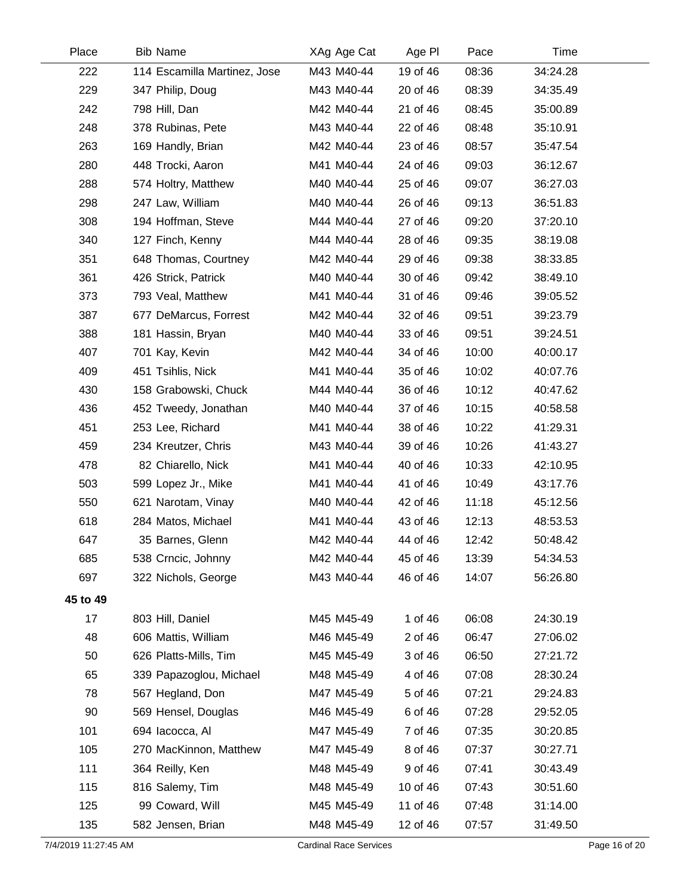| Place | Bib | Name | XAg | Age Cat | Age Pl | Pace | Time |
|---|---|---|---|---|---|---|---|
| 222 | 114 | Escamilla Martinez, Jose | M43 | M40-44 | 19 of 46 | 08:36 | 34:24.28 |
| 229 | 347 | Philip, Doug | M43 | M40-44 | 20 of 46 | 08:39 | 34:35.49 |
| 242 | 798 | Hill, Dan | M42 | M40-44 | 21 of 46 | 08:45 | 35:00.89 |
| 248 | 378 | Rubinas, Pete | M43 | M40-44 | 22 of 46 | 08:48 | 35:10.91 |
| 263 | 169 | Handly, Brian | M42 | M40-44 | 23 of 46 | 08:57 | 35:47.54 |
| 280 | 448 | Trocki, Aaron | M41 | M40-44 | 24 of 46 | 09:03 | 36:12.67 |
| 288 | 574 | Holtry, Matthew | M40 | M40-44 | 25 of 46 | 09:07 | 36:27.03 |
| 298 | 247 | Law, William | M40 | M40-44 | 26 of 46 | 09:13 | 36:51.83 |
| 308 | 194 | Hoffman, Steve | M44 | M40-44 | 27 of 46 | 09:20 | 37:20.10 |
| 340 | 127 | Finch, Kenny | M44 | M40-44 | 28 of 46 | 09:35 | 38:19.08 |
| 351 | 648 | Thomas, Courtney | M42 | M40-44 | 29 of 46 | 09:38 | 38:33.85 |
| 361 | 426 | Strick, Patrick | M40 | M40-44 | 30 of 46 | 09:42 | 38:49.10 |
| 373 | 793 | Veal, Matthew | M41 | M40-44 | 31 of 46 | 09:46 | 39:05.52 |
| 387 | 677 | DeMarcus, Forrest | M42 | M40-44 | 32 of 46 | 09:51 | 39:23.79 |
| 388 | 181 | Hassin, Bryan | M40 | M40-44 | 33 of 46 | 09:51 | 39:24.51 |
| 407 | 701 | Kay, Kevin | M42 | M40-44 | 34 of 46 | 10:00 | 40:00.17 |
| 409 | 451 | Tsihlis, Nick | M41 | M40-44 | 35 of 46 | 10:02 | 40:07.76 |
| 430 | 158 | Grabowski, Chuck | M44 | M40-44 | 36 of 46 | 10:12 | 40:47.62 |
| 436 | 452 | Tweedy, Jonathan | M40 | M40-44 | 37 of 46 | 10:15 | 40:58.58 |
| 451 | 253 | Lee, Richard | M41 | M40-44 | 38 of 46 | 10:22 | 41:29.31 |
| 459 | 234 | Kreutzer, Chris | M43 | M40-44 | 39 of 46 | 10:26 | 41:43.27 |
| 478 | 82 | Chiarello, Nick | M41 | M40-44 | 40 of 46 | 10:33 | 42:10.95 |
| 503 | 599 | Lopez Jr., Mike | M41 | M40-44 | 41 of 46 | 10:49 | 43:17.76 |
| 550 | 621 | Narotam, Vinay | M40 | M40-44 | 42 of 46 | 11:18 | 45:12.56 |
| 618 | 284 | Matos, Michael | M41 | M40-44 | 43 of 46 | 12:13 | 48:53.53 |
| 647 | 35 | Barnes, Glenn | M42 | M40-44 | 44 of 46 | 12:42 | 50:48.42 |
| 685 | 538 | Crncic, Johnny | M42 | M40-44 | 45 of 46 | 13:39 | 54:34.53 |
| 697 | 322 | Nichols, George | M43 | M40-44 | 46 of 46 | 14:07 | 56:26.80 |
| **45 to 49** | | | | | | | |
| 17 | 803 | Hill, Daniel | M45 | M45-49 | 1 of 46 | 06:08 | 24:30.19 |
| 48 | 606 | Mattis, William | M46 | M45-49 | 2 of 46 | 06:47 | 27:06.02 |
| 50 | 626 | Platts-Mills, Tim | M45 | M45-49 | 3 of 46 | 06:50 | 27:21.72 |
| 65 | 339 | Papazoglou, Michael | M48 | M45-49 | 4 of 46 | 07:08 | 28:30.24 |
| 78 | 567 | Hegland, Don | M47 | M45-49 | 5 of 46 | 07:21 | 29:24.83 |
| 90 | 569 | Hensel, Douglas | M46 | M45-49 | 6 of 46 | 07:28 | 29:52.05 |
| 101 | 694 | Iacocca, Al | M47 | M45-49 | 7 of 46 | 07:35 | 30:20.85 |
| 105 | 270 | MacKinnon, Matthew | M47 | M45-49 | 8 of 46 | 07:37 | 30:27.71 |
| 111 | 364 | Reilly, Ken | M48 | M45-49 | 9 of 46 | 07:41 | 30:43.49 |
| 115 | 816 | Salemy, Tim | M48 | M45-49 | 10 of 46 | 07:43 | 30:51.60 |
| 125 | 99 | Coward, Will | M45 | M45-49 | 11 of 46 | 07:48 | 31:14.00 |
| 135 | 582 | Jensen, Brian | M48 | M45-49 | 12 of 46 | 07:57 | 31:49.50 |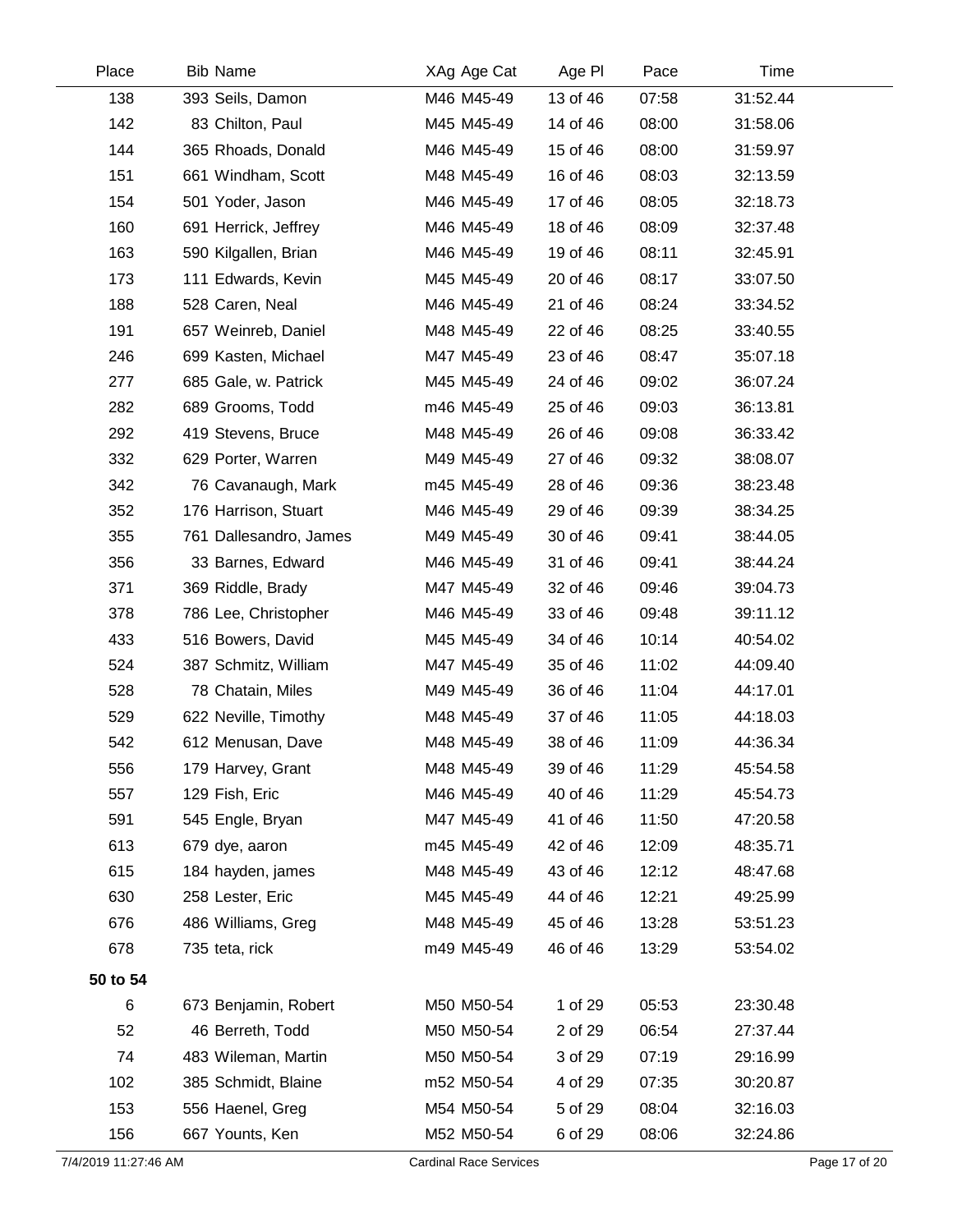| Place | Bib Name | XAg Age Cat | Age Pl | Pace | Time |
|---|---|---|---|---|---|
| 138 | 393 Seils, Damon | M46 M45-49 | 13 of 46 | 07:58 | 31:52.44 |
| 142 | 83 Chilton, Paul | M45 M45-49 | 14 of 46 | 08:00 | 31:58.06 |
| 144 | 365 Rhoads, Donald | M46 M45-49 | 15 of 46 | 08:00 | 31:59.97 |
| 151 | 661 Windham, Scott | M48 M45-49 | 16 of 46 | 08:03 | 32:13.59 |
| 154 | 501 Yoder, Jason | M46 M45-49 | 17 of 46 | 08:05 | 32:18.73 |
| 160 | 691 Herrick, Jeffrey | M46 M45-49 | 18 of 46 | 08:09 | 32:37.48 |
| 163 | 590 Kilgallen, Brian | M46 M45-49 | 19 of 46 | 08:11 | 32:45.91 |
| 173 | 111 Edwards, Kevin | M45 M45-49 | 20 of 46 | 08:17 | 33:07.50 |
| 188 | 528 Caren, Neal | M46 M45-49 | 21 of 46 | 08:24 | 33:34.52 |
| 191 | 657 Weinreb, Daniel | M48 M45-49 | 22 of 46 | 08:25 | 33:40.55 |
| 246 | 699 Kasten, Michael | M47 M45-49 | 23 of 46 | 08:47 | 35:07.18 |
| 277 | 685 Gale, w. Patrick | M45 M45-49 | 24 of 46 | 09:02 | 36:07.24 |
| 282 | 689 Grooms, Todd | m46 M45-49 | 25 of 46 | 09:03 | 36:13.81 |
| 292 | 419 Stevens, Bruce | M48 M45-49 | 26 of 46 | 09:08 | 36:33.42 |
| 332 | 629 Porter, Warren | M49 M45-49 | 27 of 46 | 09:32 | 38:08.07 |
| 342 | 76 Cavanaugh, Mark | m45 M45-49 | 28 of 46 | 09:36 | 38:23.48 |
| 352 | 176 Harrison, Stuart | M46 M45-49 | 29 of 46 | 09:39 | 38:34.25 |
| 355 | 761 Dallesandro, James | M49 M45-49 | 30 of 46 | 09:41 | 38:44.05 |
| 356 | 33 Barnes, Edward | M46 M45-49 | 31 of 46 | 09:41 | 38:44.24 |
| 371 | 369 Riddle, Brady | M47 M45-49 | 32 of 46 | 09:46 | 39:04.73 |
| 378 | 786 Lee, Christopher | M46 M45-49 | 33 of 46 | 09:48 | 39:11.12 |
| 433 | 516 Bowers, David | M45 M45-49 | 34 of 46 | 10:14 | 40:54.02 |
| 524 | 387 Schmitz, William | M47 M45-49 | 35 of 46 | 11:02 | 44:09.40 |
| 528 | 78 Chatain, Miles | M49 M45-49 | 36 of 46 | 11:04 | 44:17.01 |
| 529 | 622 Neville, Timothy | M48 M45-49 | 37 of 46 | 11:05 | 44:18.03 |
| 542 | 612 Menusan, Dave | M48 M45-49 | 38 of 46 | 11:09 | 44:36.34 |
| 556 | 179 Harvey, Grant | M48 M45-49 | 39 of 46 | 11:29 | 45:54.58 |
| 557 | 129 Fish, Eric | M46 M45-49 | 40 of 46 | 11:29 | 45:54.73 |
| 591 | 545 Engle, Bryan | M47 M45-49 | 41 of 46 | 11:50 | 47:20.58 |
| 613 | 679 dye, aaron | m45 M45-49 | 42 of 46 | 12:09 | 48:35.71 |
| 615 | 184 hayden, james | M48 M45-49 | 43 of 46 | 12:12 | 48:47.68 |
| 630 | 258 Lester, Eric | M45 M45-49 | 44 of 46 | 12:21 | 49:25.99 |
| 676 | 486 Williams, Greg | M48 M45-49 | 45 of 46 | 13:28 | 53:51.23 |
| 678 | 735 teta, rick | m49 M45-49 | 46 of 46 | 13:29 | 53:54.02 |
| **50 to 54** | | | | | |
| 6 | 673 Benjamin, Robert | M50 M50-54 | 1 of 29 | 05:53 | 23:30.48 |
| 52 | 46 Berreth, Todd | M50 M50-54 | 2 of 29 | 06:54 | 27:37.44 |
| 74 | 483 Wileman, Martin | M50 M50-54 | 3 of 29 | 07:19 | 29:16.99 |
| 102 | 385 Schmidt, Blaine | m52 M50-54 | 4 of 29 | 07:35 | 30:20.87 |
| 153 | 556 Haenel, Greg | M54 M50-54 | 5 of 29 | 08:04 | 32:16.03 |
| 156 | 667 Younts, Ken | M52 M50-54 | 6 of 29 | 08:06 | 32:24.86 |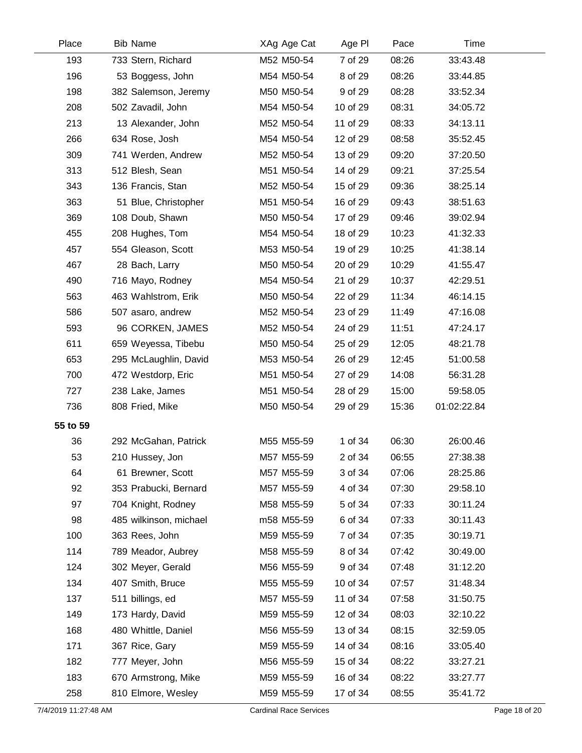| Place | Bib | Name | XAg | Age Cat | Age Pl | Pace | Time |
|---|---|---|---|---|---|---|---|
| 193 | 733 | Stern, Richard | M52 | M50-54 | 7 of 29 | 08:26 | 33:43.48 |
| 196 | 53 | Boggess, John | M54 | M50-54 | 8 of 29 | 08:26 | 33:44.85 |
| 198 | 382 | Salemson, Jeremy | M50 | M50-54 | 9 of 29 | 08:28 | 33:52.34 |
| 208 | 502 | Zavadil, John | M54 | M50-54 | 10 of 29 | 08:31 | 34:05.72 |
| 213 | 13 | Alexander, John | M52 | M50-54 | 11 of 29 | 08:33 | 34:13.11 |
| 266 | 634 | Rose, Josh | M54 | M50-54 | 12 of 29 | 08:58 | 35:52.45 |
| 309 | 741 | Werden, Andrew | M52 | M50-54 | 13 of 29 | 09:20 | 37:20.50 |
| 313 | 512 | Blesh, Sean | M51 | M50-54 | 14 of 29 | 09:21 | 37:25.54 |
| 343 | 136 | Francis, Stan | M52 | M50-54 | 15 of 29 | 09:36 | 38:25.14 |
| 363 | 51 | Blue, Christopher | M51 | M50-54 | 16 of 29 | 09:43 | 38:51.63 |
| 369 | 108 | Doub, Shawn | M50 | M50-54 | 17 of 29 | 09:46 | 39:02.94 |
| 455 | 208 | Hughes, Tom | M54 | M50-54 | 18 of 29 | 10:23 | 41:32.33 |
| 457 | 554 | Gleason, Scott | M53 | M50-54 | 19 of 29 | 10:25 | 41:38.14 |
| 467 | 28 | Bach, Larry | M50 | M50-54 | 20 of 29 | 10:29 | 41:55.47 |
| 490 | 716 | Mayo, Rodney | M54 | M50-54 | 21 of 29 | 10:37 | 42:29.51 |
| 563 | 463 | Wahlstrom, Erik | M50 | M50-54 | 22 of 29 | 11:34 | 46:14.15 |
| 586 | 507 | asaro, andrew | M52 | M50-54 | 23 of 29 | 11:49 | 47:16.08 |
| 593 | 96 | CORKEN, JAMES | M52 | M50-54 | 24 of 29 | 11:51 | 47:24.17 |
| 611 | 659 | Weyessa, Tibebu | M50 | M50-54 | 25 of 29 | 12:05 | 48:21.78 |
| 653 | 295 | McLaughlin, David | M53 | M50-54 | 26 of 29 | 12:45 | 51:00.58 |
| 700 | 472 | Westdorp, Eric | M51 | M50-54 | 27 of 29 | 14:08 | 56:31.28 |
| 727 | 238 | Lake, James | M51 | M50-54 | 28 of 29 | 15:00 | 59:58.05 |
| 736 | 808 | Fried, Mike | M50 | M50-54 | 29 of 29 | 15:36 | 01:02:22.84 |
| **55 to 59** | | | | | | | |
| 36 | 292 | McGahan, Patrick | M55 | M55-59 | 1 of 34 | 06:30 | 26:00.46 |
| 53 | 210 | Hussey, Jon | M57 | M55-59 | 2 of 34 | 06:55 | 27:38.38 |
| 64 | 61 | Brewner, Scott | M57 | M55-59 | 3 of 34 | 07:06 | 28:25.86 |
| 92 | 353 | Prabucki, Bernard | M57 | M55-59 | 4 of 34 | 07:30 | 29:58.10 |
| 97 | 704 | Knight, Rodney | M58 | M55-59 | 5 of 34 | 07:33 | 30:11.24 |
| 98 | 485 | wilkinson, michael | m58 | M55-59 | 6 of 34 | 07:33 | 30:11.43 |
| 100 | 363 | Rees, John | M59 | M55-59 | 7 of 34 | 07:35 | 30:19.71 |
| 114 | 789 | Meador, Aubrey | M58 | M55-59 | 8 of 34 | 07:42 | 30:49.00 |
| 124 | 302 | Meyer, Gerald | M56 | M55-59 | 9 of 34 | 07:48 | 31:12.20 |
| 134 | 407 | Smith, Bruce | M55 | M55-59 | 10 of 34 | 07:57 | 31:48.34 |
| 137 | 511 | billings, ed | M57 | M55-59 | 11 of 34 | 07:58 | 31:50.75 |
| 149 | 173 | Hardy, David | M59 | M55-59 | 12 of 34 | 08:03 | 32:10.22 |
| 168 | 480 | Whittle, Daniel | M56 | M55-59 | 13 of 34 | 08:15 | 32:59.05 |
| 171 | 367 | Rice, Gary | M59 | M55-59 | 14 of 34 | 08:16 | 33:05.40 |
| 182 | 777 | Meyer, John | M56 | M55-59 | 15 of 34 | 08:22 | 33:27.21 |
| 183 | 670 | Armstrong, Mike | M59 | M55-59 | 16 of 34 | 08:22 | 33:27.77 |
| 258 | 810 | Elmore, Wesley | M59 | M55-59 | 17 of 34 | 08:55 | 35:41.72 |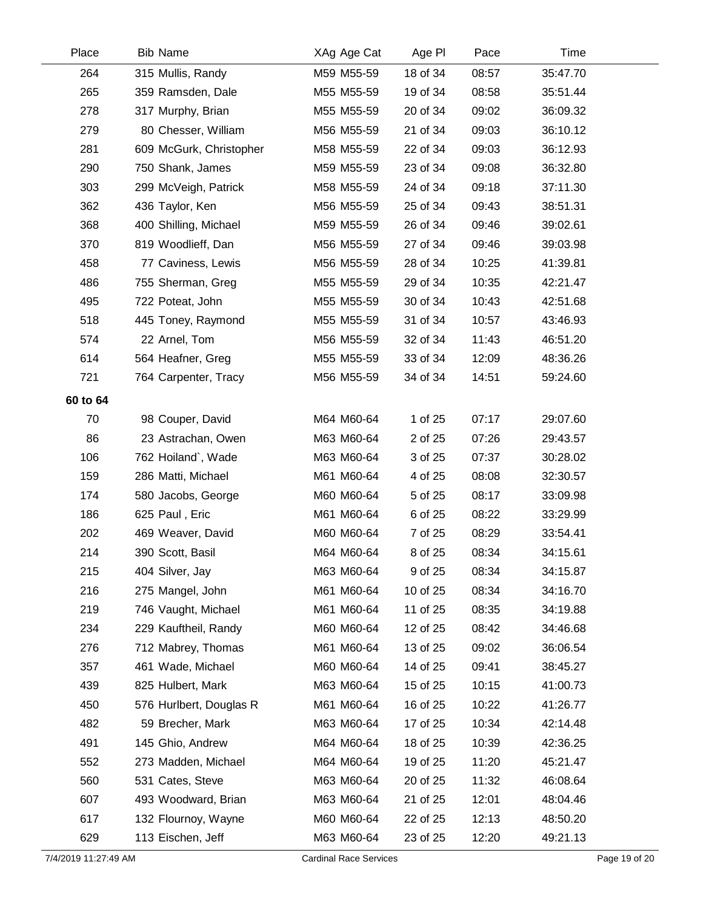| Place | Bib Name | XAg Age Cat | Age Pl | Pace | Time |
|---|---|---|---|---|---|
| 264 | 315 Mullis, Randy | M59 M55-59 | 18 of 34 | 08:57 | 35:47.70 |
| 265 | 359 Ramsden, Dale | M55 M55-59 | 19 of 34 | 08:58 | 35:51.44 |
| 278 | 317 Murphy, Brian | M55 M55-59 | 20 of 34 | 09:02 | 36:09.32 |
| 279 | 80 Chesser, William | M56 M55-59 | 21 of 34 | 09:03 | 36:10.12 |
| 281 | 609 McGurk, Christopher | M58 M55-59 | 22 of 34 | 09:03 | 36:12.93 |
| 290 | 750 Shank, James | M59 M55-59 | 23 of 34 | 09:08 | 36:32.80 |
| 303 | 299 McVeigh, Patrick | M58 M55-59 | 24 of 34 | 09:18 | 37:11.30 |
| 362 | 436 Taylor, Ken | M56 M55-59 | 25 of 34 | 09:43 | 38:51.31 |
| 368 | 400 Shilling, Michael | M59 M55-59 | 26 of 34 | 09:46 | 39:02.61 |
| 370 | 819 Woodlieff, Dan | M56 M55-59 | 27 of 34 | 09:46 | 39:03.98 |
| 458 | 77 Caviness, Lewis | M56 M55-59 | 28 of 34 | 10:25 | 41:39.81 |
| 486 | 755 Sherman, Greg | M55 M55-59 | 29 of 34 | 10:35 | 42:21.47 |
| 495 | 722 Poteat, John | M55 M55-59 | 30 of 34 | 10:43 | 42:51.68 |
| 518 | 445 Toney, Raymond | M55 M55-59 | 31 of 34 | 10:57 | 43:46.93 |
| 574 | 22 Arnel, Tom | M56 M55-59 | 32 of 34 | 11:43 | 46:51.20 |
| 614 | 564 Heafner, Greg | M55 M55-59 | 33 of 34 | 12:09 | 48:36.26 |
| 721 | 764 Carpenter, Tracy | M56 M55-59 | 34 of 34 | 14:51 | 59:24.60 |
| **60 to 64** | | | | | |
| 70 | 98 Couper, David | M64 M60-64 | 1 of 25 | 07:17 | 29:07.60 |
| 86 | 23 Astrachan, Owen | M63 M60-64 | 2 of 25 | 07:26 | 29:43.57 |
| 106 | 762 Hoiland`, Wade | M63 M60-64 | 3 of 25 | 07:37 | 30:28.02 |
| 159 | 286 Matti, Michael | M61 M60-64 | 4 of 25 | 08:08 | 32:30.57 |
| 174 | 580 Jacobs, George | M60 M60-64 | 5 of 25 | 08:17 | 33:09.98 |
| 186 | 625 Paul , Eric | M61 M60-64 | 6 of 25 | 08:22 | 33:29.99 |
| 202 | 469 Weaver, David | M60 M60-64 | 7 of 25 | 08:29 | 33:54.41 |
| 214 | 390 Scott, Basil | M64 M60-64 | 8 of 25 | 08:34 | 34:15.61 |
| 215 | 404 Silver, Jay | M63 M60-64 | 9 of 25 | 08:34 | 34:15.87 |
| 216 | 275 Mangel, John | M61 M60-64 | 10 of 25 | 08:34 | 34:16.70 |
| 219 | 746 Vaught, Michael | M61 M60-64 | 11 of 25 | 08:35 | 34:19.88 |
| 234 | 229 Kauftheil, Randy | M60 M60-64 | 12 of 25 | 08:42 | 34:46.68 |
| 276 | 712 Mabrey, Thomas | M61 M60-64 | 13 of 25 | 09:02 | 36:06.54 |
| 357 | 461 Wade, Michael | M60 M60-64 | 14 of 25 | 09:41 | 38:45.27 |
| 439 | 825 Hulbert, Mark | M63 M60-64 | 15 of 25 | 10:15 | 41:00.73 |
| 450 | 576 Hurlbert, Douglas R | M61 M60-64 | 16 of 25 | 10:22 | 41:26.77 |
| 482 | 59 Brecher, Mark | M63 M60-64 | 17 of 25 | 10:34 | 42:14.48 |
| 491 | 145 Ghio, Andrew | M64 M60-64 | 18 of 25 | 10:39 | 42:36.25 |
| 552 | 273 Madden, Michael | M64 M60-64 | 19 of 25 | 11:20 | 45:21.47 |
| 560 | 531 Cates, Steve | M63 M60-64 | 20 of 25 | 11:32 | 46:08.64 |
| 607 | 493 Woodward, Brian | M63 M60-64 | 21 of 25 | 12:01 | 48:04.46 |
| 617 | 132 Flournoy, Wayne | M60 M60-64 | 22 of 25 | 12:13 | 48:50.20 |
| 629 | 113 Eischen, Jeff | M63 M60-64 | 23 of 25 | 12:20 | 49:21.13 |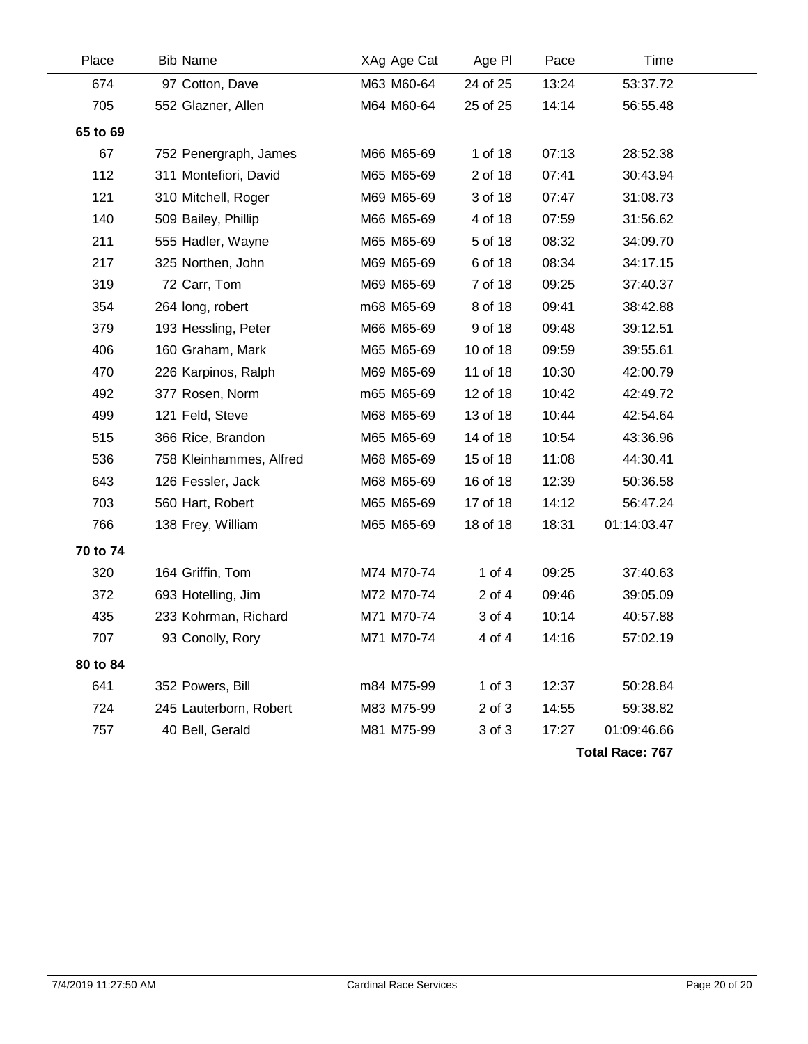| Place | Bib | Name | XAg | Age Cat | Age Pl | Pace | Time |
|---|---|---|---|---|---|---|---|
| 674 | 97 | Cotton, Dave | M63 | M60-64 | 24 of 25 | 13:24 | 53:37.72 |
| 705 | 552 | Glazner, Allen | M64 | M60-64 | 25 of 25 | 14:14 | 56:55.48 |
| **65 to 69** | | | | | | | |
| 67 | 752 | Penergraph, James | M66 | M65-69 | 1 of 18 | 07:13 | 28:52.38 |
| 112 | 311 | Montefiori, David | M65 | M65-69 | 2 of 18 | 07:41 | 30:43.94 |
| 121 | 310 | Mitchell, Roger | M69 | M65-69 | 3 of 18 | 07:47 | 31:08.73 |
| 140 | 509 | Bailey, Phillip | M66 | M65-69 | 4 of 18 | 07:59 | 31:56.62 |
| 211 | 555 | Hadler, Wayne | M65 | M65-69 | 5 of 18 | 08:32 | 34:09.70 |
| 217 | 325 | Northen, John | M69 | M65-69 | 6 of 18 | 08:34 | 34:17.15 |
| 319 | 72 | Carr, Tom | M69 | M65-69 | 7 of 18 | 09:25 | 37:40.37 |
| 354 | 264 | long, robert | m68 | M65-69 | 8 of 18 | 09:41 | 38:42.88 |
| 379 | 193 | Hessling, Peter | M66 | M65-69 | 9 of 18 | 09:48 | 39:12.51 |
| 406 | 160 | Graham, Mark | M65 | M65-69 | 10 of 18 | 09:59 | 39:55.61 |
| 470 | 226 | Karpinos, Ralph | M69 | M65-69 | 11 of 18 | 10:30 | 42:00.79 |
| 492 | 377 | Rosen, Norm | m65 | M65-69 | 12 of 18 | 10:42 | 42:49.72 |
| 499 | 121 | Feld, Steve | M68 | M65-69 | 13 of 18 | 10:44 | 42:54.64 |
| 515 | 366 | Rice, Brandon | M65 | M65-69 | 14 of 18 | 10:54 | 43:36.96 |
| 536 | 758 | Kleinhammes, Alfred | M68 | M65-69 | 15 of 18 | 11:08 | 44:30.41 |
| 643 | 126 | Fessler, Jack | M68 | M65-69 | 16 of 18 | 12:39 | 50:36.58 |
| 703 | 560 | Hart, Robert | M65 | M65-69 | 17 of 18 | 14:12 | 56:47.24 |
| 766 | 138 | Frey, William | M65 | M65-69 | 18 of 18 | 18:31 | 01:14:03.47 |
| **70 to 74** | | | | | | | |
| 320 | 164 | Griffin, Tom | M74 | M70-74 | 1 of 4 | 09:25 | 37:40.63 |
| 372 | 693 | Hotelling, Jim | M72 | M70-74 | 2 of 4 | 09:46 | 39:05.09 |
| 435 | 233 | Kohrman, Richard | M71 | M70-74 | 3 of 4 | 10:14 | 40:57.88 |
| 707 | 93 | Conolly, Rory | M71 | M70-74 | 4 of 4 | 14:16 | 57:02.19 |
| **80 to 84** | | | | | | | |
| 641 | 352 | Powers, Bill | m84 | M75-99 | 1 of 3 | 12:37 | 50:28.84 |
| 724 | 245 | Lauterborn, Robert | M83 | M75-99 | 2 of 3 | 14:55 | 59:38.82 |
| 757 | 40 | Bell, Gerald | M81 | M75-99 | 3 of 3 | 17:27 | 01:09:46.66 |

**Total Race: 767**